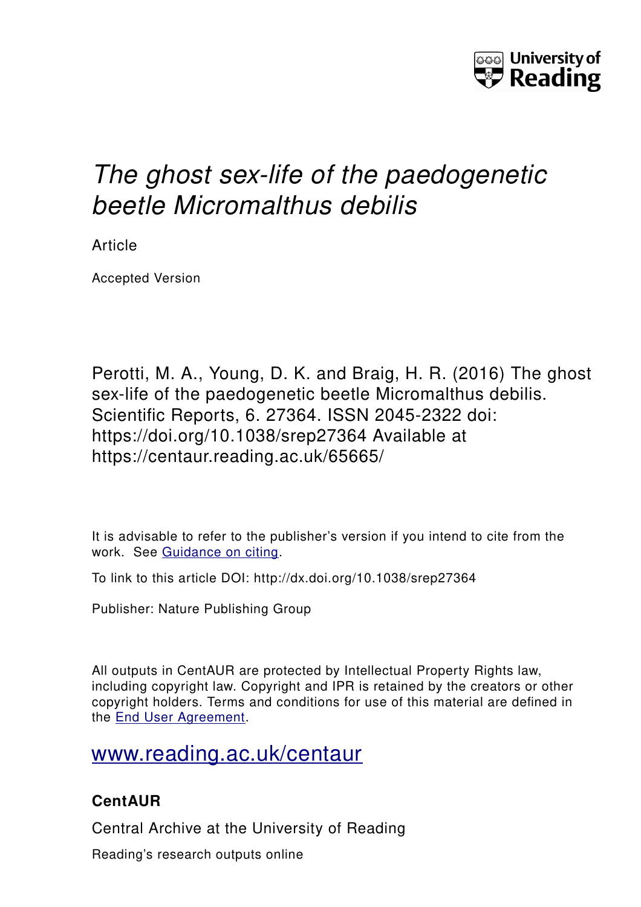University of Reading

# *The ghost sex-life of the paedogenetic beetle Micromalthus debilis*

Article

Accepted Version

Perotti, M. A., Young, D. K. and Braig, H. R. (2016) The ghost sex-life of the paedogenetic beetle Micromalthus debilis. Scientific Reports, 6. 27364. ISSN 2045-2322 doi: https://doi.org/10.1038/srep27364 Available at https://centaur.reading.ac.uk/65665/

It is advisable to refer to the publisher's version if you intend to cite from the work. See [Guidance on citing](#).

To link to this article DOI: http://dx.doi.org/10.1038/srep27364

Publisher: Nature Publishing Group

All outputs in CentAUR are protected by Intellectual Property Rights law, including copyright law. Copyright and IPR is retained by the creators or other copyright holders. Terms and conditions for use of this material are defined in the [End User Agreement](#).

[www.reading.ac.uk/centaur](http://www.reading.ac.uk/centaur)

## CentAUR

Central Archive at the University of Reading

Reading's research outputs online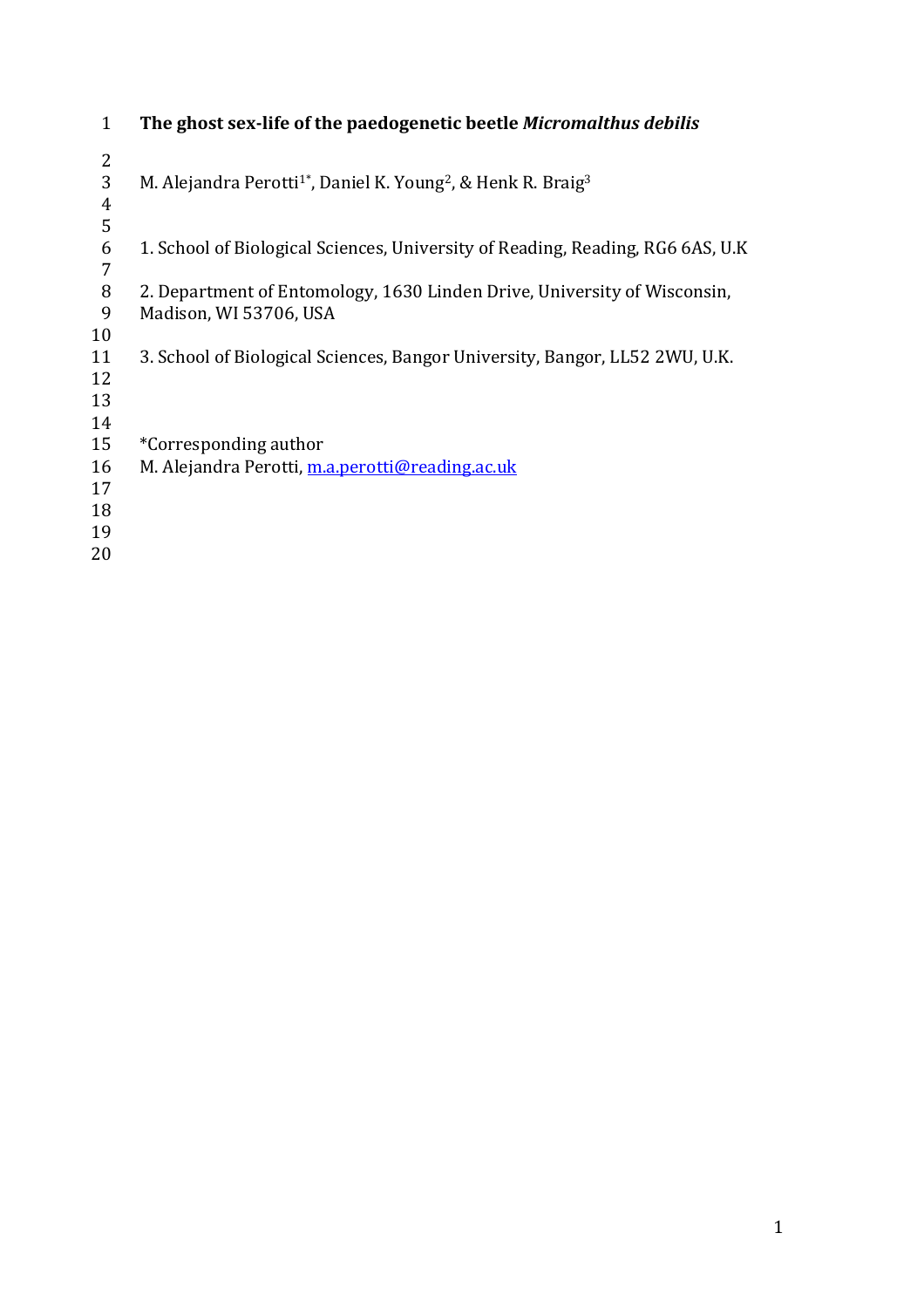# The ghost sex-life of the paedogenetic beetle *Micromalthus debilis*

M. Alejandra Perotti[1*], Daniel K. Young[2], & Henk R. Braig[3]

1. School of Biological Sciences, University of Reading, Reading, RG6 6AS, U.K

2. Department of Entomology, 1630 Linden Drive, University of Wisconsin, Madison, WI 53706, USA

3. School of Biological Sciences, Bangor University, Bangor, LL52 2WU, U.K.

*Corresponding author  
M. Alejandra Perotti, m.a.perotti@reading.ac.uk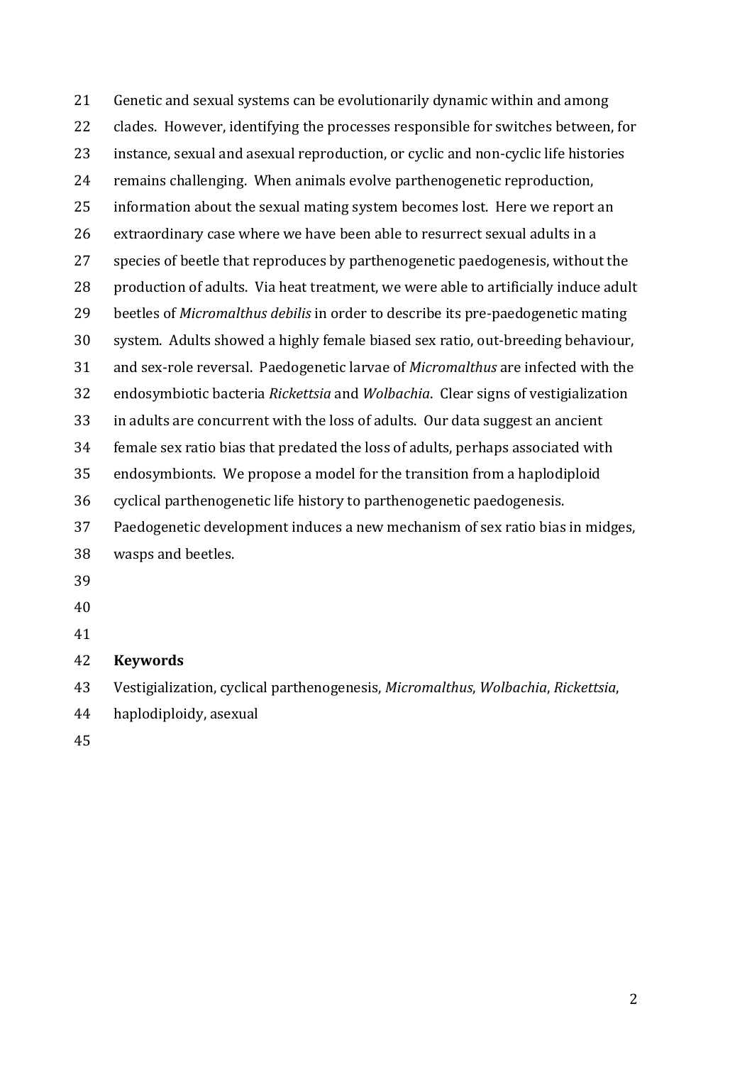Genetic and sexual systems can be evolutionarily dynamic within and among clades. However, identifying the processes responsible for switches between, for instance, sexual and asexual reproduction, or cyclic and non-cyclic life histories remains challenging. When animals evolve parthenogenetic reproduction, information about the sexual mating system becomes lost. Here we report an extraordinary case where we have been able to resurrect sexual adults in a species of beetle that reproduces by parthenogenetic paedogenesis, without the production of adults. Via heat treatment, we were able to artificially induce adult beetles of *Micromalthus debilis* in order to describe its pre-paedogenetic mating system. Adults showed a highly female biased sex ratio, out-breeding behaviour, and sex-role reversal. Paedogenetic larvae of *Micromalthus* are infected with the endosymbiotic bacteria *Rickettsia* and *Wolbachia*. Clear signs of vestigialization in adults are concurrent with the loss of adults. Our data suggest an ancient female sex ratio bias that predated the loss of adults, perhaps associated with endosymbionts. We propose a model for the transition from a haplodiploid cyclical parthenogenetic life history to parthenogenetic paedogenesis. Paedogenetic development induces a new mechanism of sex ratio bias in midges, wasps and beetles.

**Keywords**

Vestigialization, cyclical parthenogenesis, *Micromalthus*, *Wolbachia*, *Rickettsia*, haplodiploidy, asexual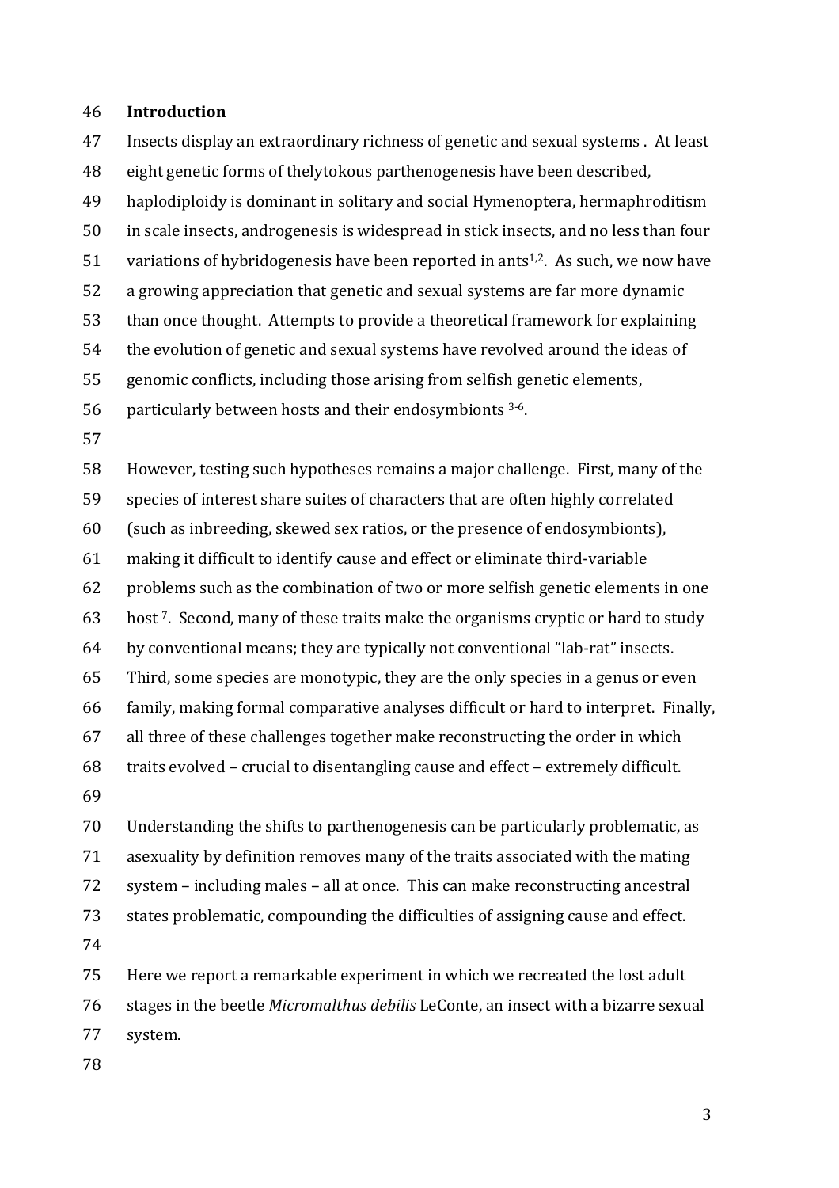## Introduction

Insects display an extraordinary richness of genetic and sexual systems . At least eight genetic forms of thelytokous parthenogenesis have been described, haplodiploidy is dominant in solitary and social Hymenoptera, hermaphroditism in scale insects, androgenesis is widespread in stick insects, and no less than four variations of hybridogenesis have been reported in ants[1,2]. As such, we now have a growing appreciation that genetic and sexual systems are far more dynamic than once thought. Attempts to provide a theoretical framework for explaining the evolution of genetic and sexual systems have revolved around the ideas of genomic conflicts, including those arising from selfish genetic elements, particularly between hosts and their endosymbionts [3-6].

However, testing such hypotheses remains a major challenge. First, many of the species of interest share suites of characters that are often highly correlated (such as inbreeding, skewed sex ratios, or the presence of endosymbionts), making it difficult to identify cause and effect or eliminate third-variable problems such as the combination of two or more selfish genetic elements in one host [7]. Second, many of these traits make the organisms cryptic or hard to study by conventional means; they are typically not conventional "lab-rat" insects. Third, some species are monotypic, they are the only species in a genus or even family, making formal comparative analyses difficult or hard to interpret. Finally, all three of these challenges together make reconstructing the order in which traits evolved – crucial to disentangling cause and effect – extremely difficult.

Understanding the shifts to parthenogenesis can be particularly problematic, as asexuality by definition removes many of the traits associated with the mating system – including males – all at once. This can make reconstructing ancestral states problematic, compounding the difficulties of assigning cause and effect.

Here we report a remarkable experiment in which we recreated the lost adult stages in the beetle *Micromalthus debilis* LeConte, an insect with a bizarre sexual system.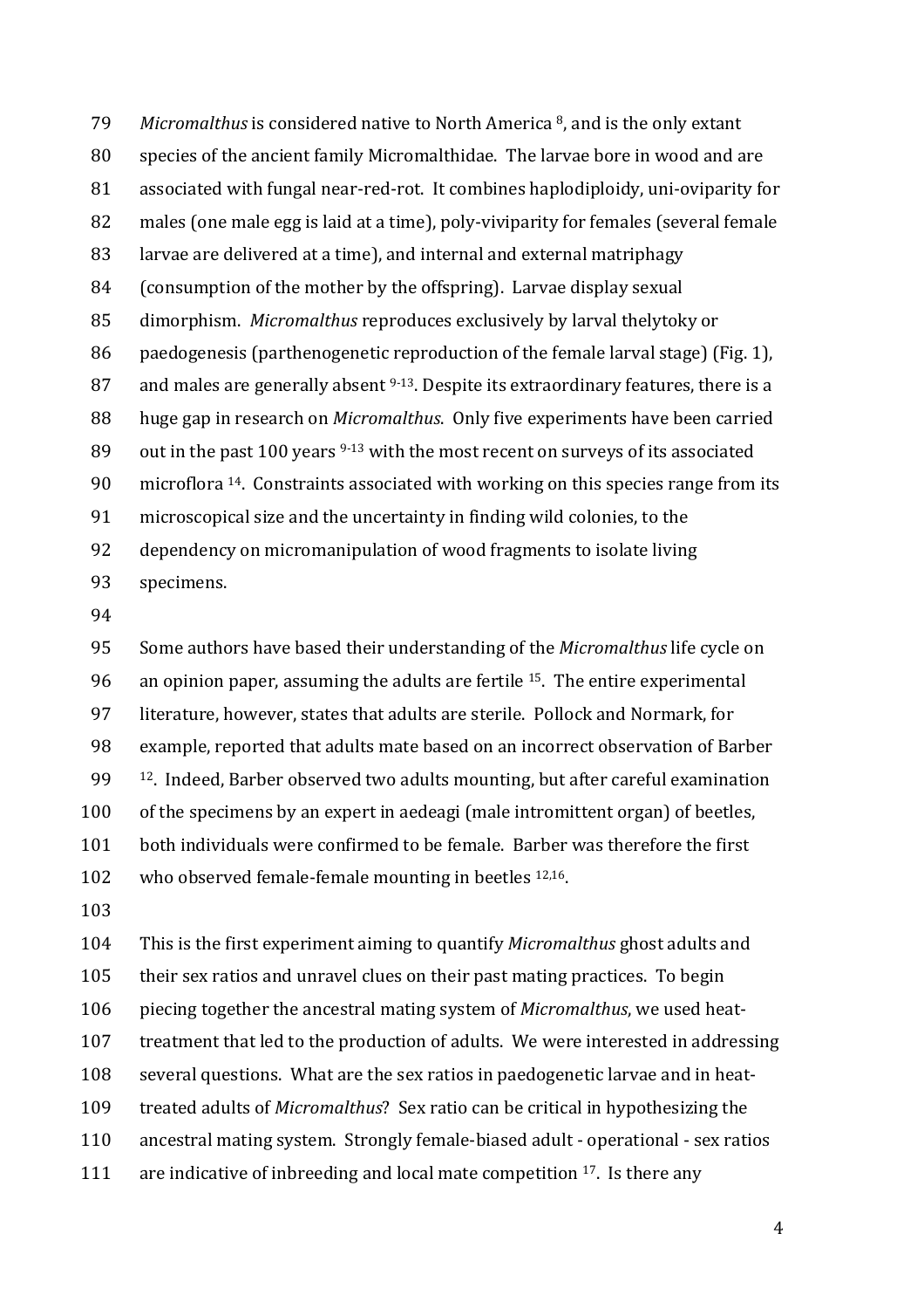*Micromalthus* is considered native to North America [8], and is the only extant species of the ancient family Micromalthidae. The larvae bore in wood and are associated with fungal near-red-rot. It combines haplodiploidy, uni-oviparity for males (one male egg is laid at a time), poly-viviparity for females (several female larvae are delivered at a time), and internal and external matriphagy (consumption of the mother by the offspring). Larvae display sexual dimorphism. *Micromalthus* reproduces exclusively by larval thelytoky or paedogenesis (parthenogenetic reproduction of the female larval stage) (Fig. 1), and males are generally absent [9-13]. Despite its extraordinary features, there is a huge gap in research on *Micromalthus*. Only five experiments have been carried out in the past 100 years [9-13] with the most recent on surveys of its associated microflora [14]. Constraints associated with working on this species range from its microscopical size and the uncertainty in finding wild colonies, to the dependency on micromanipulation of wood fragments to isolate living specimens.

Some authors have based their understanding of the *Micromalthus* life cycle on an opinion paper, assuming the adults are fertile [15]. The entire experimental literature, however, states that adults are sterile. Pollock and Normark, for example, reported that adults mate based on an incorrect observation of Barber [12]. Indeed, Barber observed two adults mounting, but after careful examination of the specimens by an expert in aedeagi (male intromittent organ) of beetles, both individuals were confirmed to be female. Barber was therefore the first who observed female-female mounting in beetles [12,16].

This is the first experiment aiming to quantify *Micromalthus* ghost adults and their sex ratios and unravel clues on their past mating practices. To begin piecing together the ancestral mating system of *Micromalthus*, we used heat-treatment that led to the production of adults. We were interested in addressing several questions. What are the sex ratios in paedogenetic larvae and in heat-treated adults of *Micromalthus*? Sex ratio can be critical in hypothesizing the ancestral mating system. Strongly female-biased adult - operational - sex ratios are indicative of inbreeding and local mate competition [17]. Is there any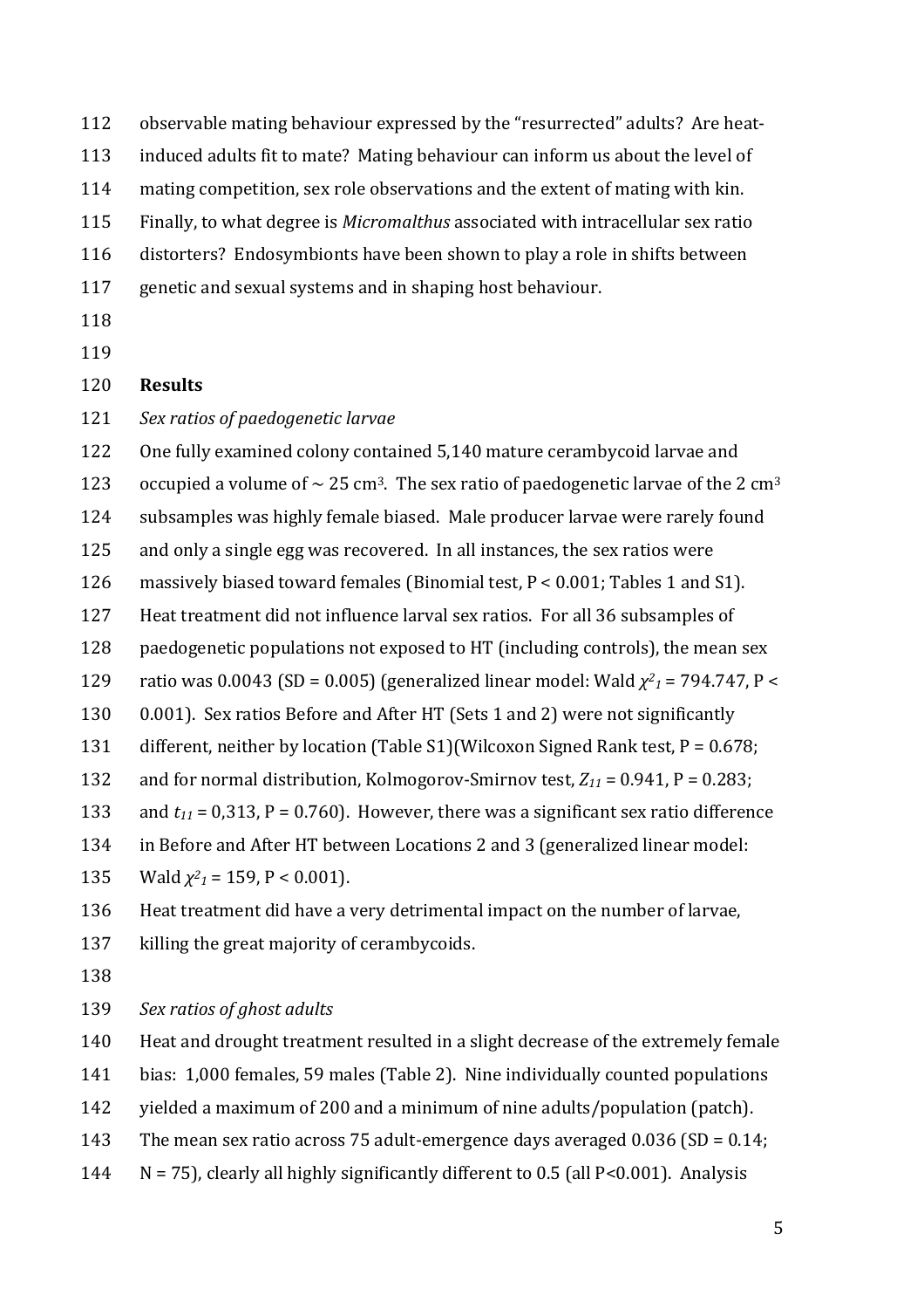observable mating behaviour expressed by the "resurrected" adults? Are heat-induced adults fit to mate? Mating behaviour can inform us about the level of mating competition, sex role observations and the extent of mating with kin. Finally, to what degree is *Micromalthus* associated with intracellular sex ratio distorters? Endosymbionts have been shown to play a role in shifts between genetic and sexual systems and in shaping host behaviour.

## Results

*Sex ratios of paedogenetic larvae*

One fully examined colony contained 5,140 mature cerambycoid larvae and occupied a volume of ~ 25 cm$^3$. The sex ratio of paedogenetic larvae of the 2 cm$^3$ subsamples was highly female biased. Male producer larvae were rarely found and only a single egg was recovered. In all instances, the sex ratios were massively biased toward females (Binomial test, P < 0.001; Tables 1 and S1). Heat treatment did not influence larval sex ratios. For all 36 subsamples of paedogenetic populations not exposed to HT (including controls), the mean sex ratio was 0.0043 (SD = 0.005) (generalized linear model: Wald $\chi^2_1$ = 794.747, P < 0.001). Sex ratios Before and After HT (Sets 1 and 2) were not significantly different, neither by location (Table S1)(Wilcoxon Signed Rank test, P = 0.678; and for normal distribution, Kolmogorov-Smirnov test, $Z_{11}$ = 0.941, P = 0.283; and $t_{11}$ = 0,313, P = 0.760). However, there was a significant sex ratio difference in Before and After HT between Locations 2 and 3 (generalized linear model: Wald $\chi^2_1$ = 159, P < 0.001).

Heat treatment did have a very detrimental impact on the number of larvae, killing the great majority of cerambycoids.

*Sex ratios of ghost adults*

Heat and drought treatment resulted in a slight decrease of the extremely female bias: 1,000 females, 59 males (Table 2). Nine individually counted populations yielded a maximum of 200 and a minimum of nine adults/population (patch). The mean sex ratio across 75 adult-emergence days averaged 0.036 (SD = 0.14; N = 75), clearly all highly significantly different to 0.5 (all P<0.001). Analysis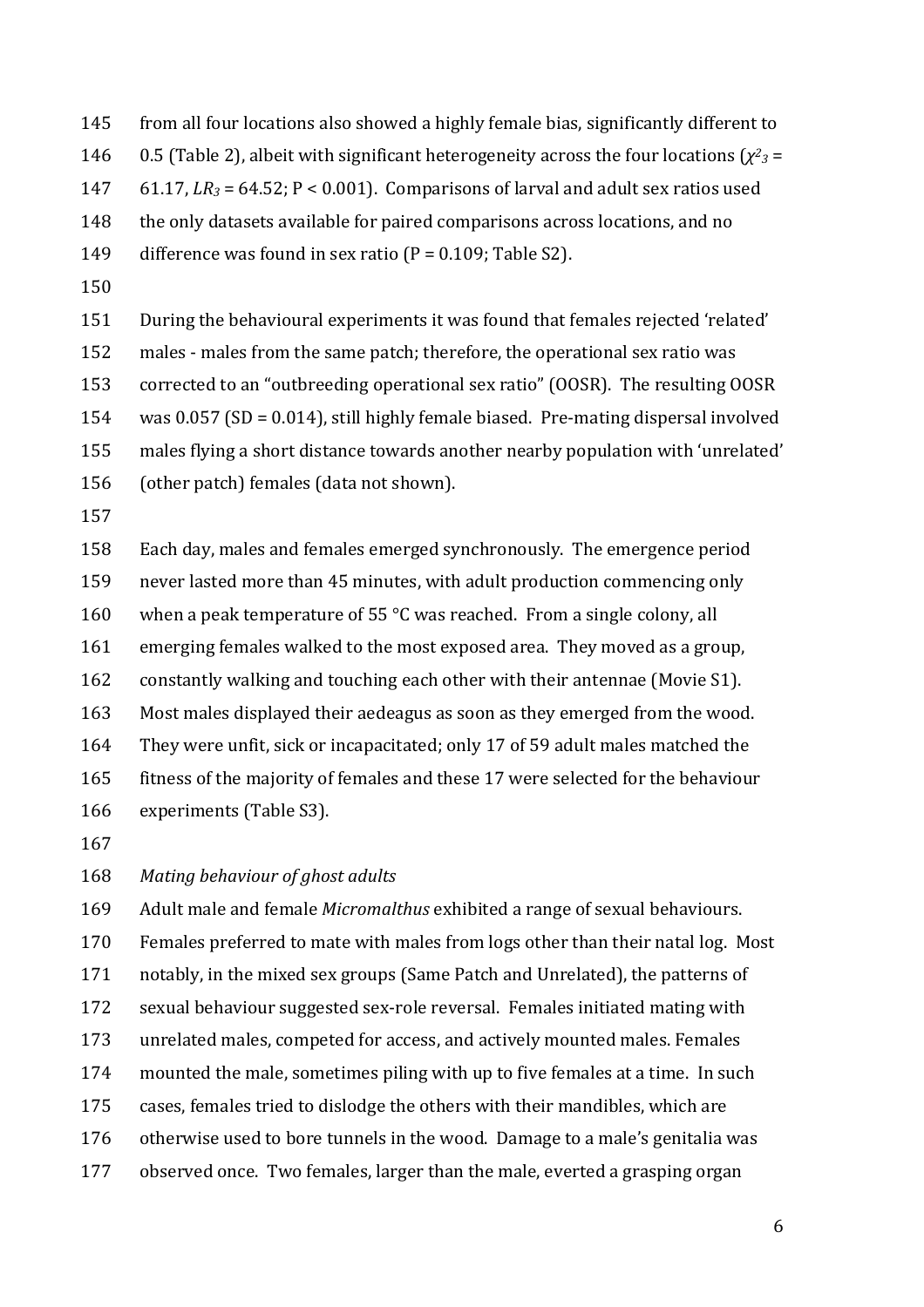from all four locations also showed a highly female bias, significantly different to 0.5 (Table 2), albeit with significant heterogeneity across the four locations ($\chi^2_3$ = 61.17, $LR_3$ = 64.52; P < 0.001). Comparisons of larval and adult sex ratios used the only datasets available for paired comparisons across locations, and no difference was found in sex ratio (P = 0.109; Table S2).

During the behavioural experiments it was found that females rejected 'related' males - males from the same patch; therefore, the operational sex ratio was corrected to an "outbreeding operational sex ratio" (OOSR). The resulting OOSR was 0.057 (SD = 0.014), still highly female biased. Pre-mating dispersal involved males flying a short distance towards another nearby population with 'unrelated' (other patch) females (data not shown).

Each day, males and females emerged synchronously. The emergence period never lasted more than 45 minutes, with adult production commencing only when a peak temperature of 55 °C was reached. From a single colony, all emerging females walked to the most exposed area. They moved as a group, constantly walking and touching each other with their antennae (Movie S1). Most males displayed their aedeagus as soon as they emerged from the wood. They were unfit, sick or incapacitated; only 17 of 59 adult males matched the fitness of the majority of females and these 17 were selected for the behaviour experiments (Table S3).

*Mating behaviour of ghost adults*

Adult male and female *Micromalthus* exhibited a range of sexual behaviours. Females preferred to mate with males from logs other than their natal log. Most notably, in the mixed sex groups (Same Patch and Unrelated), the patterns of sexual behaviour suggested sex-role reversal. Females initiated mating with unrelated males, competed for access, and actively mounted males. Females mounted the male, sometimes piling with up to five females at a time. In such cases, females tried to dislodge the others with their mandibles, which are otherwise used to bore tunnels in the wood. Damage to a male's genitalia was observed once. Two females, larger than the male, everted a grasping organ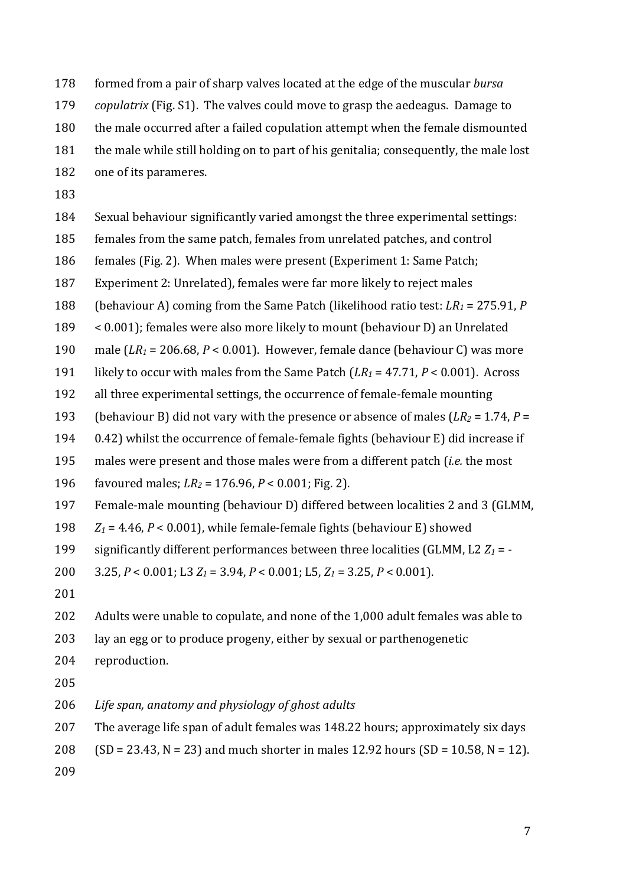formed from a pair of sharp valves located at the edge of the muscular *bursa copulatrix* (Fig. S1). The valves could move to grasp the aedeagus. Damage to the male occurred after a failed copulation attempt when the female dismounted the male while still holding on to part of his genitalia; consequently, the male lost one of its parameres.

Sexual behaviour significantly varied amongst the three experimental settings: females from the same patch, females from unrelated patches, and control females (Fig. 2). When males were present (Experiment 1: Same Patch; Experiment 2: Unrelated), females were far more likely to reject males (behaviour A) coming from the Same Patch (likelihood ratio test: $LR_1 = 275.91$, $P < 0.001$); females were also more likely to mount (behaviour D) an Unrelated male ($LR_1 = 206.68$, $P < 0.001$). However, female dance (behaviour C) was more likely to occur with males from the Same Patch ($LR_1 = 47.71$, $P < 0.001$). Across all three experimental settings, the occurrence of female-female mounting (behaviour B) did not vary with the presence or absence of males ($LR_2 = 1.74$, $P = 0.42$) whilst the occurrence of female-female fights (behaviour E) did increase if males were present and those males were from a different patch (*i.e.* the most favoured males; $LR_2 = 176.96$, $P < 0.001$; Fig. 2).
Female-male mounting (behaviour D) differed between localities 2 and 3 (GLMM, $Z_1 = 4.46$, $P < 0.001$), while female-female fights (behaviour E) showed significantly different performances between three localities (GLMM, L2 $Z_1 = -3.25$, $P < 0.001$; L3 $Z_1 = 3.94$, $P < 0.001$; L5, $Z_1 = 3.25$, $P < 0.001$).

Adults were unable to copulate, and none of the 1,000 adult females was able to lay an egg or to produce progeny, either by sexual or parthenogenetic reproduction.

*Life span, anatomy and physiology of ghost adults*

The average life span of adult females was 148.22 hours; approximately six days (SD = 23.43, N = 23) and much shorter in males 12.92 hours (SD = 10.58, N = 12).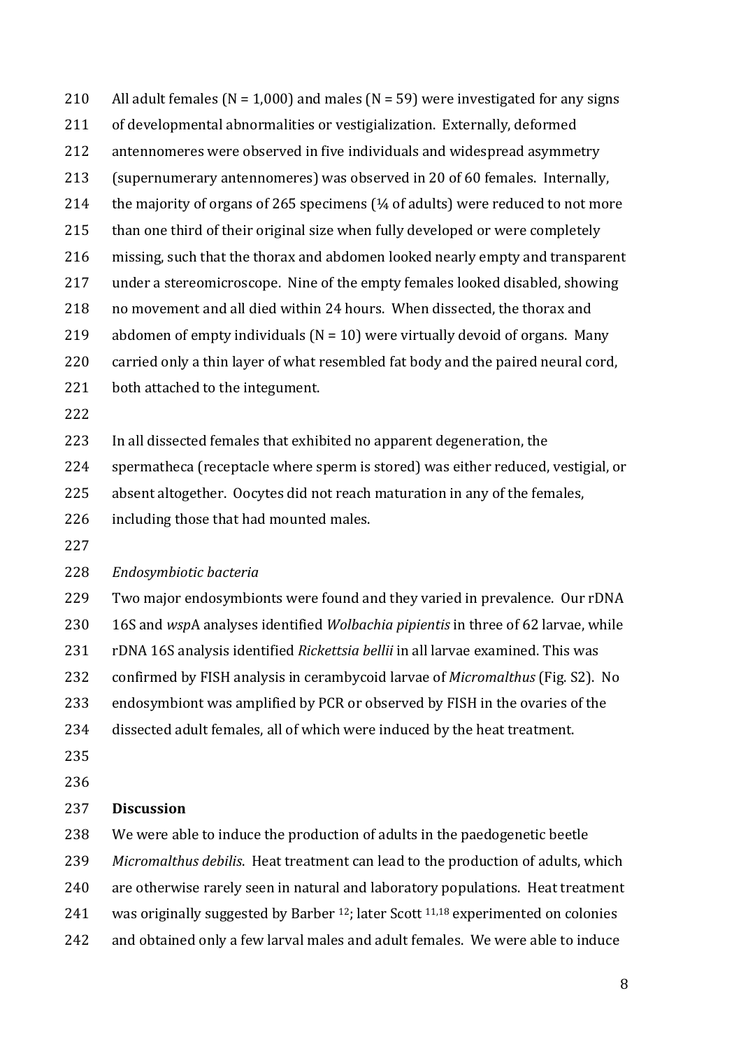All adult females (N = 1,000) and males (N = 59) were investigated for any signs of developmental abnormalities or vestigialization. Externally, deformed antennomeres were observed in five individuals and widespread asymmetry (supernumerary antennomeres) was observed in 20 of 60 females. Internally, the majority of organs of 265 specimens (¼ of adults) were reduced to not more than one third of their original size when fully developed or were completely missing, such that the thorax and abdomen looked nearly empty and transparent under a stereomicroscope. Nine of the empty females looked disabled, showing no movement and all died within 24 hours. When dissected, the thorax and abdomen of empty individuals (N = 10) were virtually devoid of organs. Many carried only a thin layer of what resembled fat body and the paired neural cord, both attached to the integument.

In all dissected females that exhibited no apparent degeneration, the spermatheca (receptacle where sperm is stored) was either reduced, vestigial, or absent altogether. Oocytes did not reach maturation in any of the females, including those that had mounted males.

*Endosymbiotic bacteria*

Two major endosymbionts were found and they varied in prevalence. Our rDNA 16S and *wsp*A analyses identified *Wolbachia pipientis* in three of 62 larvae, while rDNA 16S analysis identified *Rickettsia bellii* in all larvae examined. This was confirmed by FISH analysis in cerambycoid larvae of *Micromalthus* (Fig. S2). No endosymbiont was amplified by PCR or observed by FISH in the ovaries of the dissected adult females, all of which were induced by the heat treatment.

## Discussion

We were able to induce the production of adults in the paedogenetic beetle *Micromalthus debilis*. Heat treatment can lead to the production of adults, which are otherwise rarely seen in natural and laboratory populations. Heat treatment was originally suggested by Barber [12]; later Scott [11,18] experimented on colonies and obtained only a few larval males and adult females. We were able to induce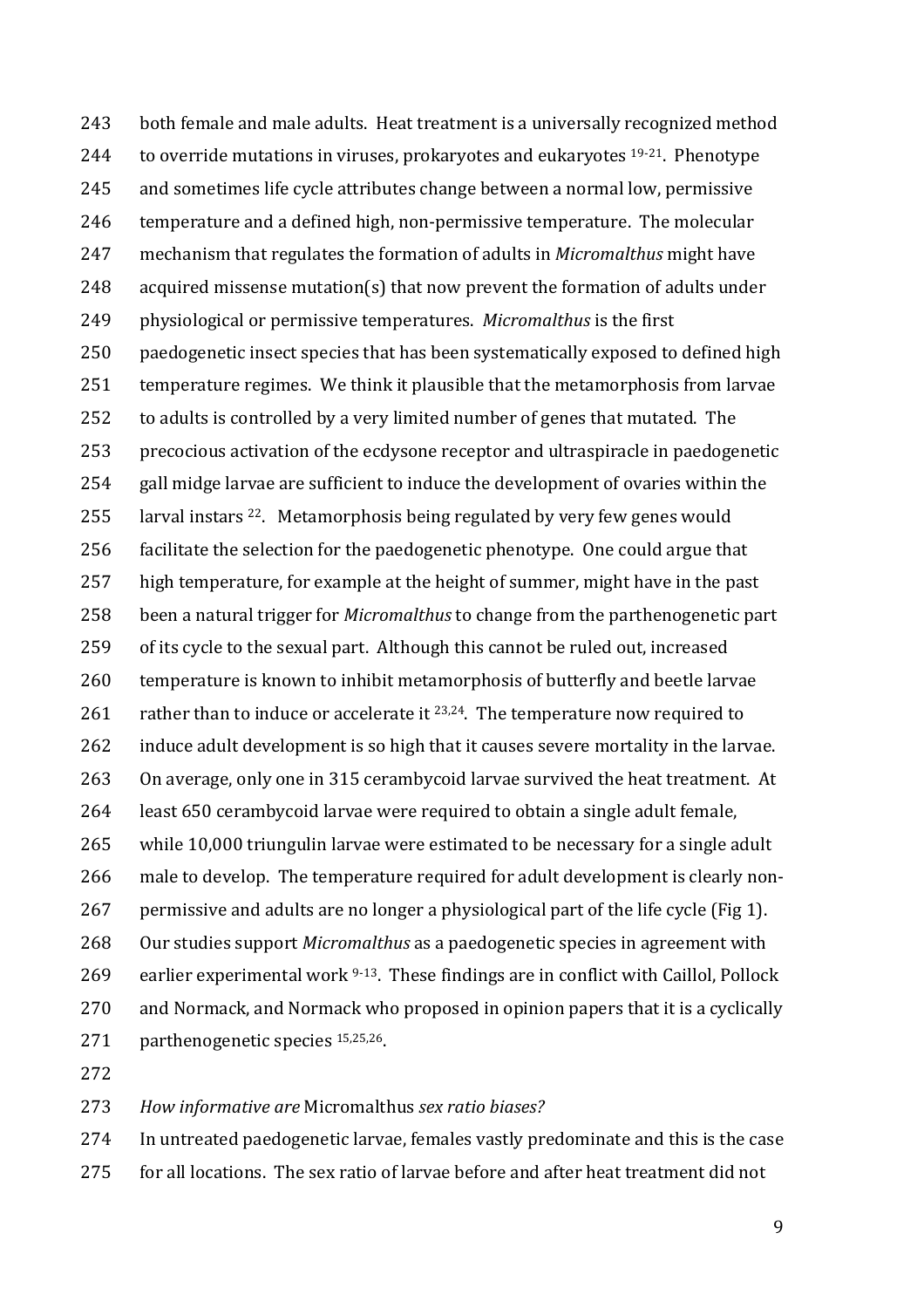both female and male adults. Heat treatment is a universally recognized method to override mutations in viruses, prokaryotes and eukaryotes [19-21]. Phenotype and sometimes life cycle attributes change between a normal low, permissive temperature and a defined high, non-permissive temperature. The molecular mechanism that regulates the formation of adults in *Micromalthus* might have acquired missense mutation(s) that now prevent the formation of adults under physiological or permissive temperatures. *Micromalthus* is the first paedogenetic insect species that has been systematically exposed to defined high temperature regimes. We think it plausible that the metamorphosis from larvae to adults is controlled by a very limited number of genes that mutated. The precocious activation of the ecdysone receptor and ultraspiracle in paedogenetic gall midge larvae are sufficient to induce the development of ovaries within the larval instars [22]. Metamorphosis being regulated by very few genes would facilitate the selection for the paedogenetic phenotype. One could argue that high temperature, for example at the height of summer, might have in the past been a natural trigger for *Micromalthus* to change from the parthenogenetic part of its cycle to the sexual part. Although this cannot be ruled out, increased temperature is known to inhibit metamorphosis of butterfly and beetle larvae rather than to induce or accelerate it [23,24]. The temperature now required to induce adult development is so high that it causes severe mortality in the larvae. On average, only one in 315 cerambycoid larvae survived the heat treatment. At least 650 cerambycoid larvae were required to obtain a single adult female, while 10,000 triungulin larvae were estimated to be necessary for a single adult male to develop. The temperature required for adult development is clearly non-permissive and adults are no longer a physiological part of the life cycle (Fig 1). Our studies support *Micromalthus* as a paedogenetic species in agreement with earlier experimental work [9-13]. These findings are in conflict with Caillol, Pollock and Normack, and Normack who proposed in opinion papers that it is a cyclically parthenogenetic species [15,25,26].

*How informative are* Micromalthus *sex ratio biases?*

In untreated paedogenetic larvae, females vastly predominate and this is the case for all locations. The sex ratio of larvae before and after heat treatment did not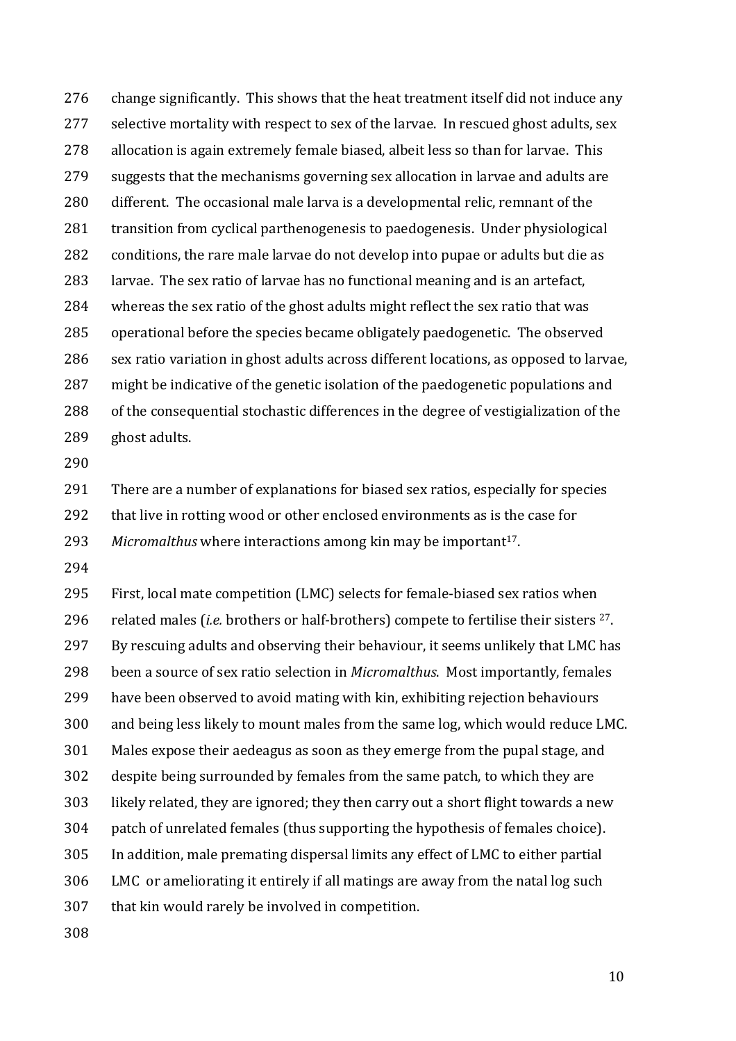change significantly. This shows that the heat treatment itself did not induce any selective mortality with respect to sex of the larvae. In rescued ghost adults, sex allocation is again extremely female biased, albeit less so than for larvae. This suggests that the mechanisms governing sex allocation in larvae and adults are different. The occasional male larva is a developmental relic, remnant of the transition from cyclical parthenogenesis to paedogenesis. Under physiological conditions, the rare male larvae do not develop into pupae or adults but die as larvae. The sex ratio of larvae has no functional meaning and is an artefact, whereas the sex ratio of the ghost adults might reflect the sex ratio that was operational before the species became obligately paedogenetic. The observed sex ratio variation in ghost adults across different locations, as opposed to larvae, might be indicative of the genetic isolation of the paedogenetic populations and of the consequential stochastic differences in the degree of vestigialization of the ghost adults.

There are a number of explanations for biased sex ratios, especially for species that live in rotting wood or other enclosed environments as is the case for *Micromalthus* where interactions among kin may be important[17].

First, local mate competition (LMC) selects for female-biased sex ratios when related males (*i.e.* brothers or half-brothers) compete to fertilise their sisters [27]. By rescuing adults and observing their behaviour, it seems unlikely that LMC has been a source of sex ratio selection in *Micromalthus*. Most importantly, females have been observed to avoid mating with kin, exhibiting rejection behaviours and being less likely to mount males from the same log, which would reduce LMC. Males expose their aedeagus as soon as they emerge from the pupal stage, and despite being surrounded by females from the same patch, to which they are likely related, they are ignored; they then carry out a short flight towards a new patch of unrelated females (thus supporting the hypothesis of females choice). In addition, male premating dispersal limits any effect of LMC to either partial LMC or ameliorating it entirely if all matings are away from the natal log such that kin would rarely be involved in competition.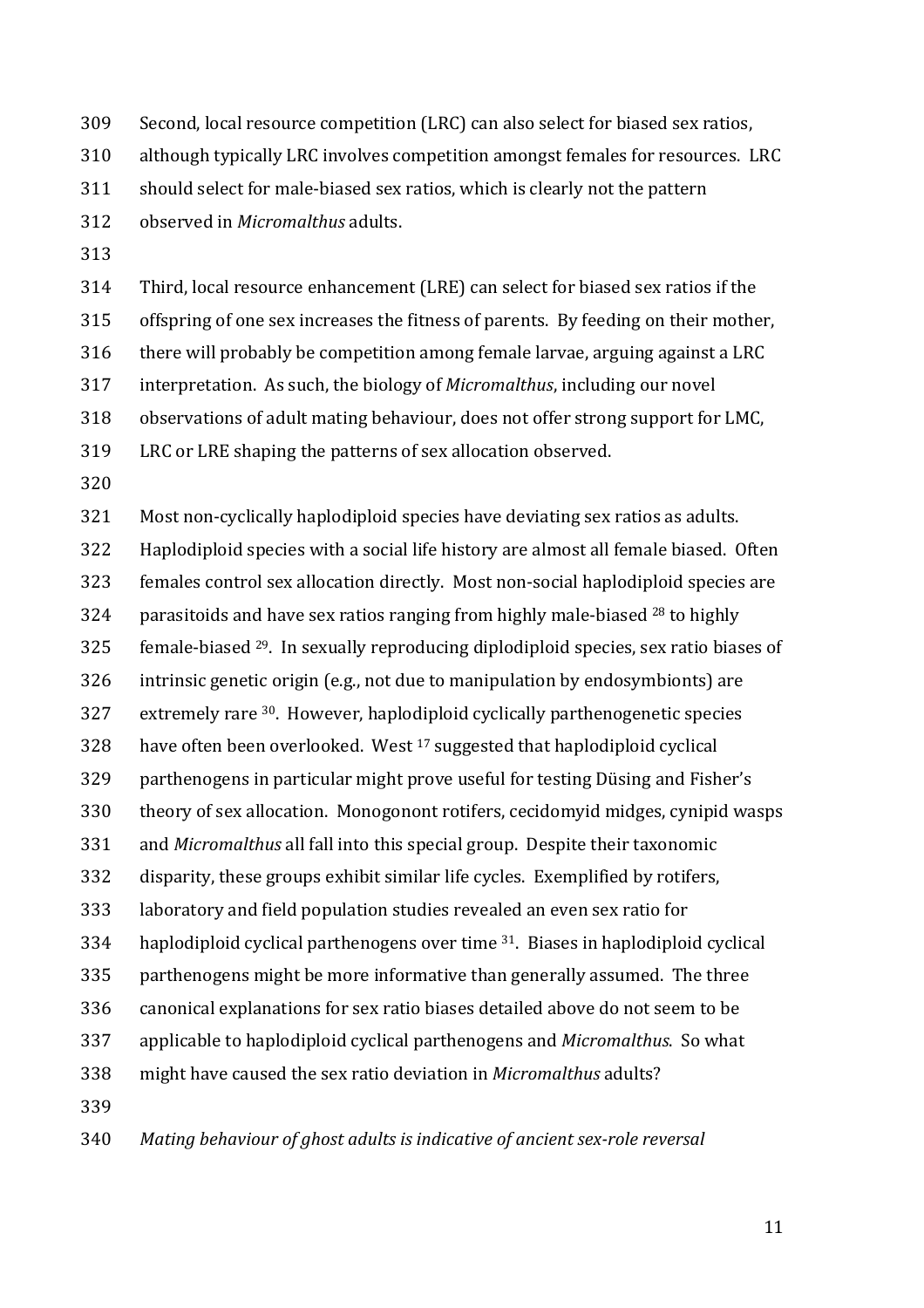Second, local resource competition (LRC) can also select for biased sex ratios, although typically LRC involves competition amongst females for resources. LRC should select for male-biased sex ratios, which is clearly not the pattern observed in *Micromalthus* adults.

Third, local resource enhancement (LRE) can select for biased sex ratios if the offspring of one sex increases the fitness of parents. By feeding on their mother, there will probably be competition among female larvae, arguing against a LRC interpretation. As such, the biology of *Micromalthus*, including our novel observations of adult mating behaviour, does not offer strong support for LMC, LRC or LRE shaping the patterns of sex allocation observed.

Most non-cyclically haplodiploid species have deviating sex ratios as adults. Haplodiploid species with a social life history are almost all female biased. Often females control sex allocation directly. Most non-social haplodiploid species are parasitoids and have sex ratios ranging from highly male-biased [28] to highly female-biased [29]. In sexually reproducing diplodiploid species, sex ratio biases of intrinsic genetic origin (e.g., not due to manipulation by endosymbionts) are extremely rare [30]. However, haplodiploid cyclically parthenogenetic species have often been overlooked. West [17] suggested that haplodiploid cyclical parthenogens in particular might prove useful for testing Düsing and Fisher's theory of sex allocation. Monogonont rotifers, cecidomyid midges, cynipid wasps and *Micromalthus* all fall into this special group. Despite their taxonomic disparity, these groups exhibit similar life cycles. Exemplified by rotifers, laboratory and field population studies revealed an even sex ratio for haplodiploid cyclical parthenogens over time [31]. Biases in haplodiploid cyclical parthenogens might be more informative than generally assumed. The three canonical explanations for sex ratio biases detailed above do not seem to be applicable to haplodiploid cyclical parthenogens and *Micromalthus*. So what might have caused the sex ratio deviation in *Micromalthus* adults?

*Mating behaviour of ghost adults is indicative of ancient sex-role reversal*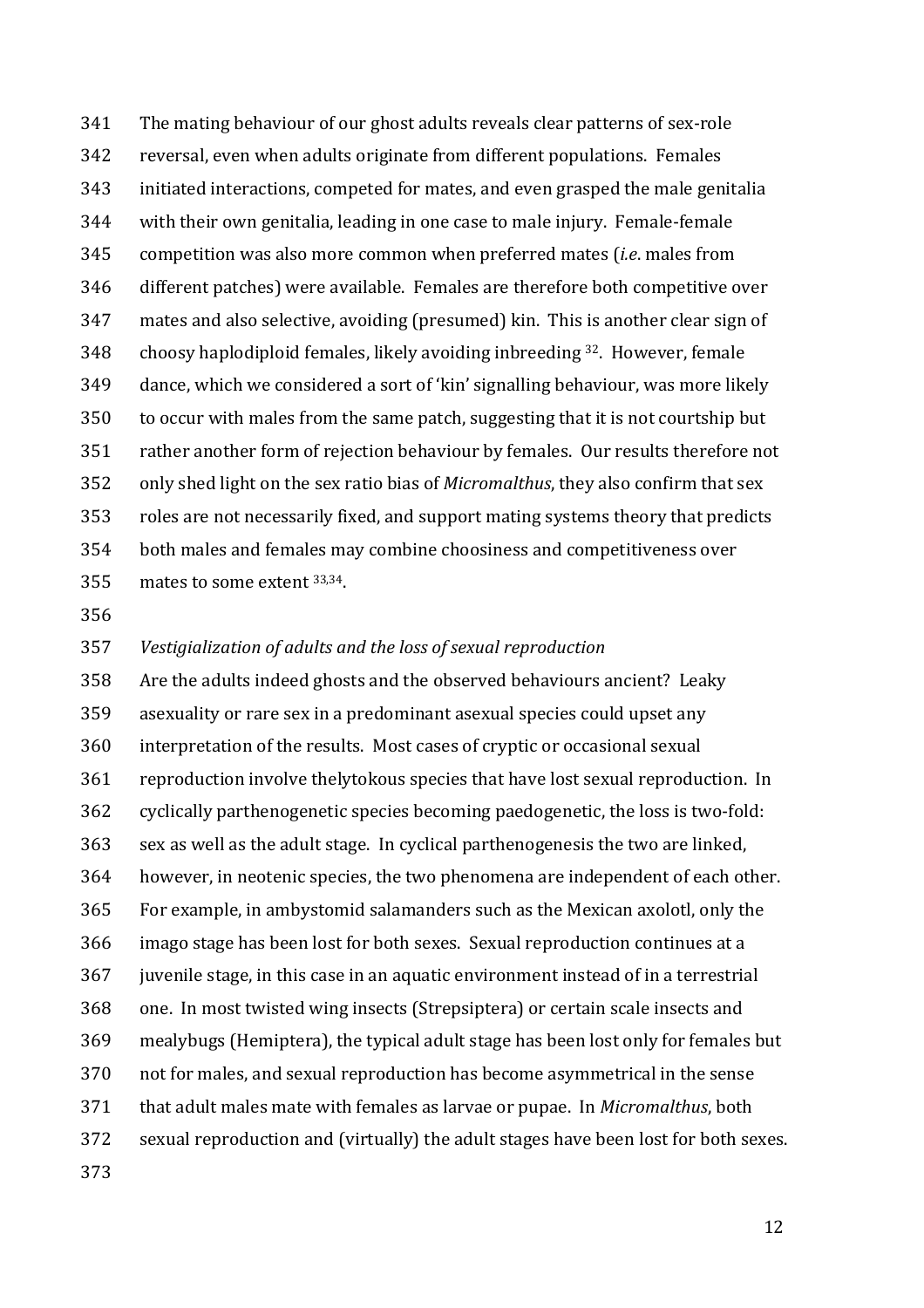The mating behaviour of our ghost adults reveals clear patterns of sex-role reversal, even when adults originate from different populations. Females initiated interactions, competed for mates, and even grasped the male genitalia with their own genitalia, leading in one case to male injury. Female-female competition was also more common when preferred mates (*i.e*. males from different patches) were available. Females are therefore both competitive over mates and also selective, avoiding (presumed) kin. This is another clear sign of choosy haplodiploid females, likely avoiding inbreeding [32]. However, female dance, which we considered a sort of 'kin' signalling behaviour, was more likely to occur with males from the same patch, suggesting that it is not courtship but rather another form of rejection behaviour by females. Our results therefore not only shed light on the sex ratio bias of *Micromalthus*, they also confirm that sex roles are not necessarily fixed, and support mating systems theory that predicts both males and females may combine choosiness and competitiveness over mates to some extent [33,34].

*Vestigialization of adults and the loss of sexual reproduction*

Are the adults indeed ghosts and the observed behaviours ancient? Leaky asexuality or rare sex in a predominant asexual species could upset any interpretation of the results. Most cases of cryptic or occasional sexual reproduction involve thelytokous species that have lost sexual reproduction. In cyclically parthenogenetic species becoming paedogenetic, the loss is two-fold: sex as well as the adult stage. In cyclical parthenogenesis the two are linked, however, in neotenic species, the two phenomena are independent of each other. For example, in ambystomid salamanders such as the Mexican axolotl, only the imago stage has been lost for both sexes. Sexual reproduction continues at a juvenile stage, in this case in an aquatic environment instead of in a terrestrial one. In most twisted wing insects (Strepsiptera) or certain scale insects and mealybugs (Hemiptera), the typical adult stage has been lost only for females but not for males, and sexual reproduction has become asymmetrical in the sense that adult males mate with females as larvae or pupae. In *Micromalthus*, both sexual reproduction and (virtually) the adult stages have been lost for both sexes.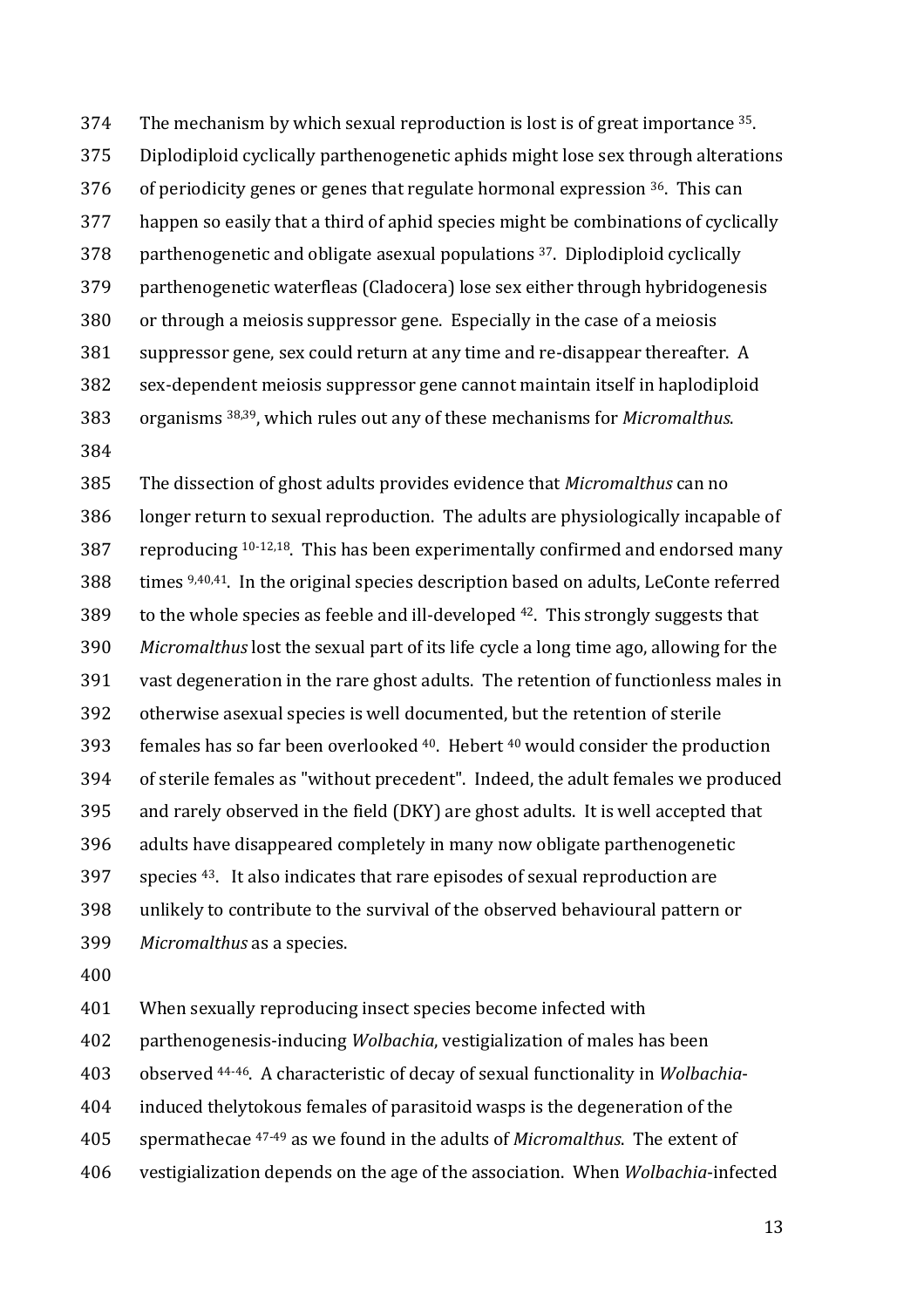The mechanism by which sexual reproduction is lost is of great importance [35]. Diplodiploid cyclically parthenogenetic aphids might lose sex through alterations of periodicity genes or genes that regulate hormonal expression [36]. This can happen so easily that a third of aphid species might be combinations of cyclically parthenogenetic and obligate asexual populations [37]. Diplodiploid cyclically parthenogenetic waterfleas (Cladocera) lose sex either through hybridogenesis or through a meiosis suppressor gene. Especially in the case of a meiosis suppressor gene, sex could return at any time and re-disappear thereafter. A sex-dependent meiosis suppressor gene cannot maintain itself in haplodiploid organisms [38,39], which rules out any of these mechanisms for *Micromalthus*.

The dissection of ghost adults provides evidence that *Micromalthus* can no longer return to sexual reproduction. The adults are physiologically incapable of reproducing [10-12,18]. This has been experimentally confirmed and endorsed many times [9,40,41]. In the original species description based on adults, LeConte referred to the whole species as feeble and ill-developed [42]. This strongly suggests that *Micromalthus* lost the sexual part of its life cycle a long time ago, allowing for the vast degeneration in the rare ghost adults. The retention of functionless males in otherwise asexual species is well documented, but the retention of sterile females has so far been overlooked [40]. Hebert [40] would consider the production of sterile females as "without precedent". Indeed, the adult females we produced and rarely observed in the field (DKY) are ghost adults. It is well accepted that adults have disappeared completely in many now obligate parthenogenetic species [43]. It also indicates that rare episodes of sexual reproduction are unlikely to contribute to the survival of the observed behavioural pattern or *Micromalthus* as a species.

When sexually reproducing insect species become infected with parthenogenesis-inducing *Wolbachia*, vestigialization of males has been observed [44-46]. A characteristic of decay of sexual functionality in *Wolbachia*-induced thelytokous females of parasitoid wasps is the degeneration of the spermathecae [47-49] as we found in the adults of *Micromalthus*. The extent of vestigialization depends on the age of the association. When *Wolbachia*-infected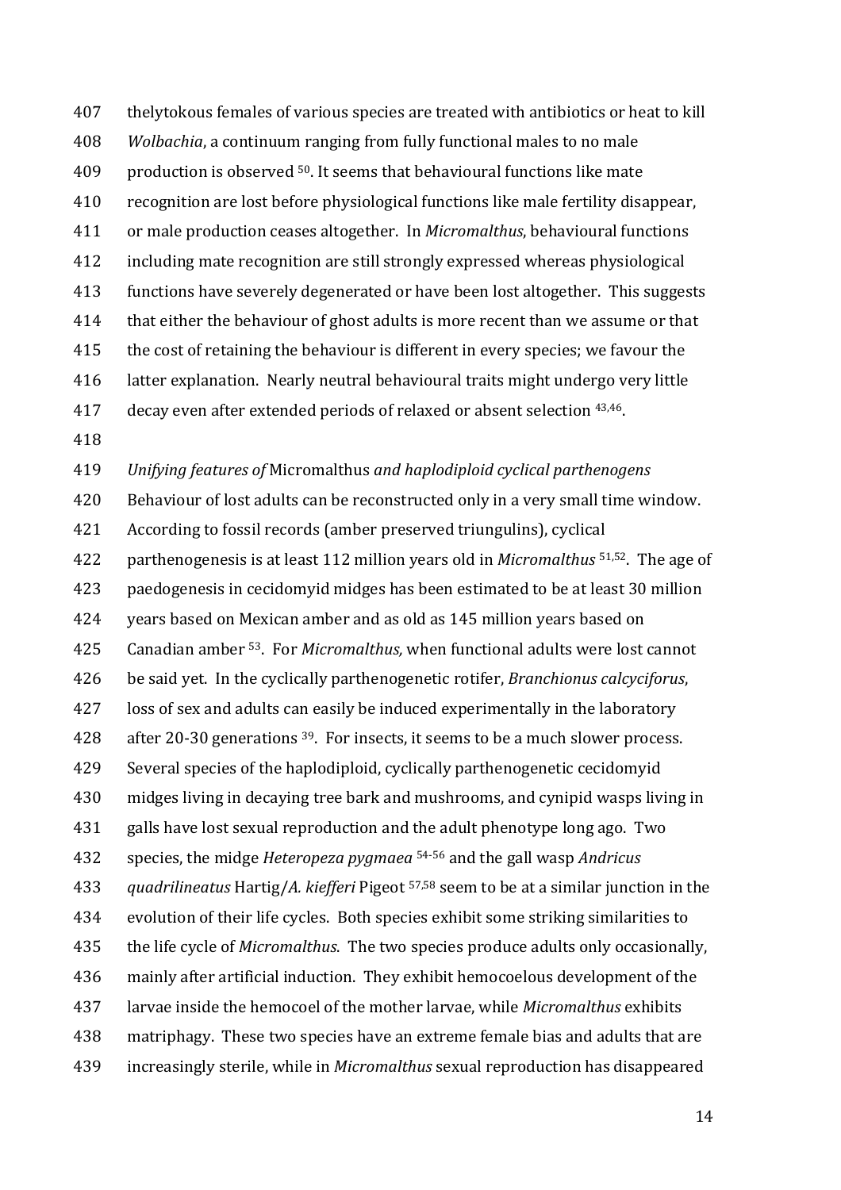thelytokous females of various species are treated with antibiotics or heat to kill *Wolbachia*, a continuum ranging from fully functional males to no male production is observed [50]. It seems that behavioural functions like mate recognition are lost before physiological functions like male fertility disappear, or male production ceases altogether. In *Micromalthus*, behavioural functions including mate recognition are still strongly expressed whereas physiological functions have severely degenerated or have been lost altogether. This suggests that either the behaviour of ghost adults is more recent than we assume or that the cost of retaining the behaviour is different in every species; we favour the latter explanation. Nearly neutral behavioural traits might undergo very little decay even after extended periods of relaxed or absent selection [43,46].

*Unifying features of* Micromalthus *and haplodiploid cyclical parthenogens*

Behaviour of lost adults can be reconstructed only in a very small time window. According to fossil records (amber preserved triungulins), cyclical parthenogenesis is at least 112 million years old in *Micromalthus* [51,52]. The age of paedogenesis in cecidomyid midges has been estimated to be at least 30 million years based on Mexican amber and as old as 145 million years based on Canadian amber [53]. For *Micromalthus,* when functional adults were lost cannot be said yet. In the cyclically parthenogenetic rotifer, *Branchionus calcyciforus*, loss of sex and adults can easily be induced experimentally in the laboratory after 20-30 generations [39]. For insects, it seems to be a much slower process. Several species of the haplodiploid, cyclically parthenogenetic cecidomyid midges living in decaying tree bark and mushrooms, and cynipid wasps living in galls have lost sexual reproduction and the adult phenotype long ago. Two species, the midge *Heteropeza pygmaea* [54-56] and the gall wasp *Andricus quadrilineatus* Hartig/*A. kiefferi* Pigeot [57,58] seem to be at a similar junction in the evolution of their life cycles. Both species exhibit some striking similarities to the life cycle of *Micromalthus*. The two species produce adults only occasionally, mainly after artificial induction. They exhibit hemocoelous development of the larvae inside the hemocoel of the mother larvae, while *Micromalthus* exhibits matriphagy. These two species have an extreme female bias and adults that are increasingly sterile, while in *Micromalthus* sexual reproduction has disappeared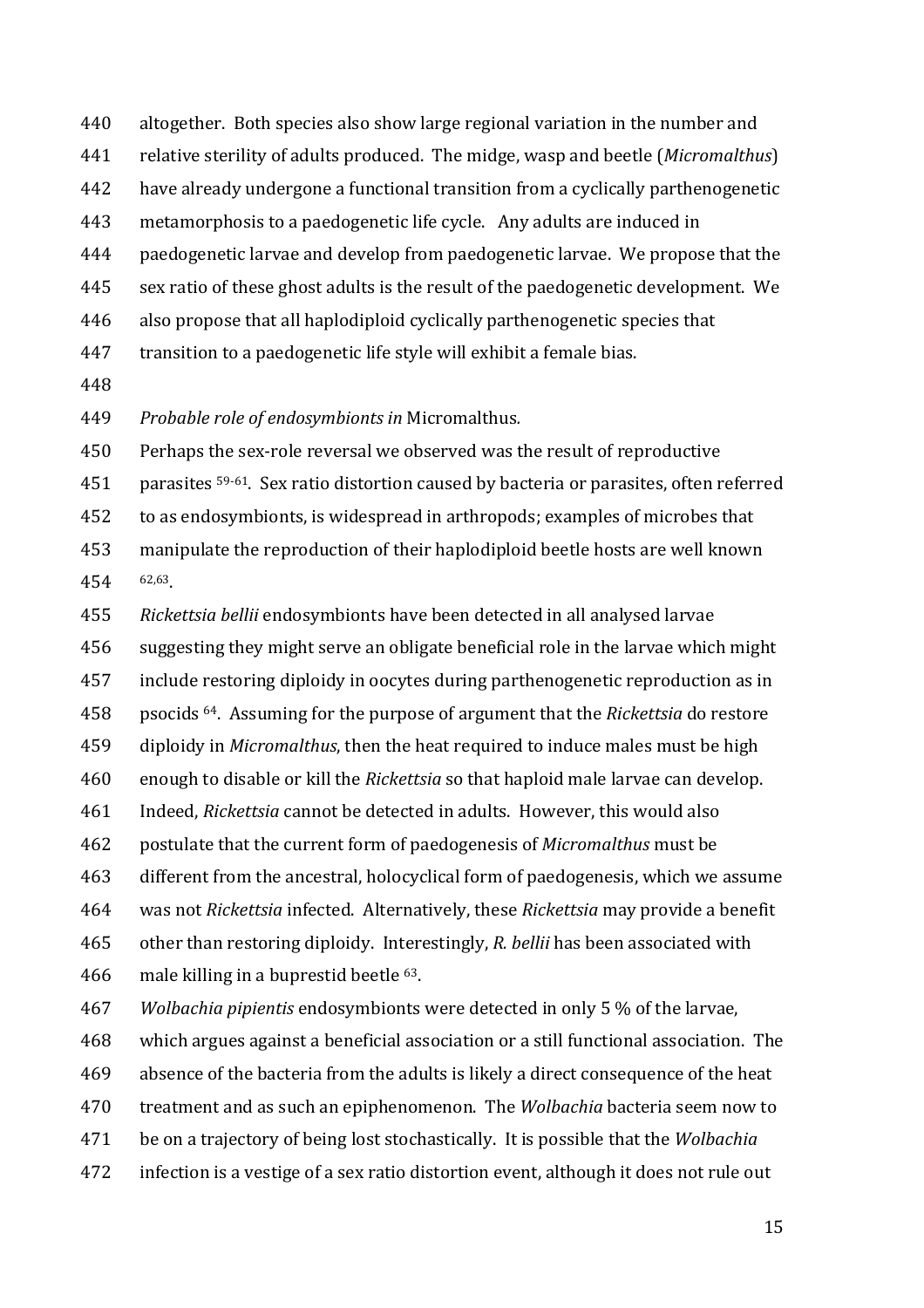altogether. Both species also show large regional variation in the number and relative sterility of adults produced. The midge, wasp and beetle (*Micromalthus*) have already undergone a functional transition from a cyclically parthenogenetic metamorphosis to a paedogenetic life cycle. Any adults are induced in paedogenetic larvae and develop from paedogenetic larvae. We propose that the sex ratio of these ghost adults is the result of the paedogenetic development. We also propose that all haplodiploid cyclically parthenogenetic species that transition to a paedogenetic life style will exhibit a female bias.

*Probable role of endosymbionts in* Micromalthus*.*

Perhaps the sex-role reversal we observed was the result of reproductive parasites [59-61]. Sex ratio distortion caused by bacteria or parasites, often referred to as endosymbionts, is widespread in arthropods; examples of microbes that manipulate the reproduction of their haplodiploid beetle hosts are well known [62,63].

*Rickettsia bellii* endosymbionts have been detected in all analysed larvae suggesting they might serve an obligate beneficial role in the larvae which might include restoring diploidy in oocytes during parthenogenetic reproduction as in psocids [64]. Assuming for the purpose of argument that the *Rickettsia* do restore diploidy in *Micromalthus*, then the heat required to induce males must be high enough to disable or kill the *Rickettsia* so that haploid male larvae can develop. Indeed, *Rickettsia* cannot be detected in adults. However, this would also postulate that the current form of paedogenesis of *Micromalthus* must be different from the ancestral, holocyclical form of paedogenesis, which we assume was not *Rickettsia* infected. Alternatively, these *Rickettsia* may provide a benefit other than restoring diploidy. Interestingly, *R. bellii* has been associated with male killing in a buprestid beetle [63].

*Wolbachia pipientis* endosymbionts were detected in only 5 % of the larvae, which argues against a beneficial association or a still functional association. The absence of the bacteria from the adults is likely a direct consequence of the heat treatment and as such an epiphenomenon. The *Wolbachia* bacteria seem now to be on a trajectory of being lost stochastically. It is possible that the *Wolbachia* infection is a vestige of a sex ratio distortion event, although it does not rule out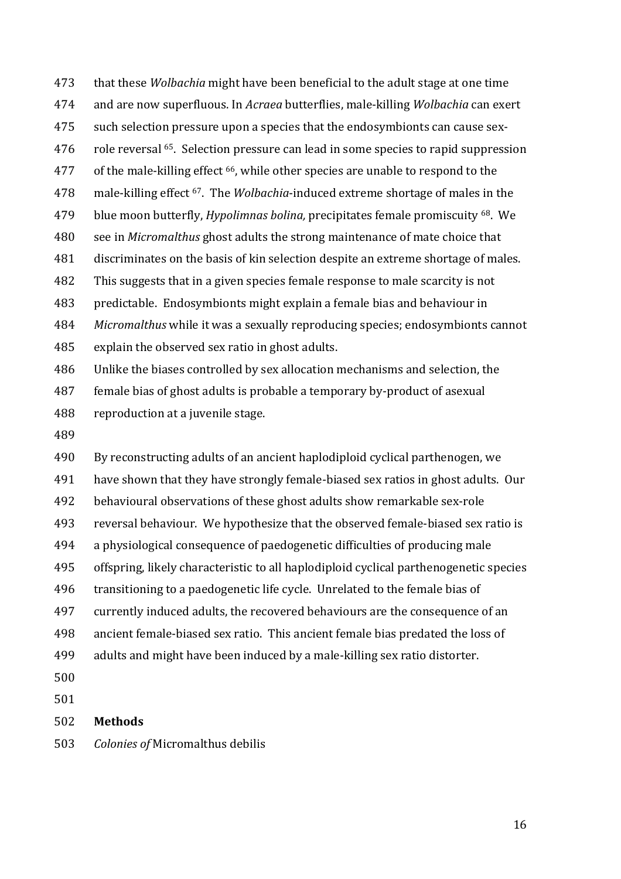that these *Wolbachia* might have been beneficial to the adult stage at one time and are now superfluous. In *Acraea* butterflies, male-killing *Wolbachia* can exert such selection pressure upon a species that the endosymbionts can cause sex-role reversal [65]. Selection pressure can lead in some species to rapid suppression of the male-killing effect [66], while other species are unable to respond to the male-killing effect [67]. The *Wolbachia*-induced extreme shortage of males in the blue moon butterfly, *Hypolimnas bolina,* precipitates female promiscuity [68]. We see in *Micromalthus* ghost adults the strong maintenance of mate choice that discriminates on the basis of kin selection despite an extreme shortage of males. This suggests that in a given species female response to male scarcity is not predictable. Endosymbionts might explain a female bias and behaviour in *Micromalthus* while it was a sexually reproducing species; endosymbionts cannot explain the observed sex ratio in ghost adults.

Unlike the biases controlled by sex allocation mechanisms and selection, the female bias of ghost adults is probable a temporary by-product of asexual reproduction at a juvenile stage.

By reconstructing adults of an ancient haplodiploid cyclical parthenogen, we have shown that they have strongly female-biased sex ratios in ghost adults. Our behavioural observations of these ghost adults show remarkable sex-role reversal behaviour. We hypothesize that the observed female-biased sex ratio is a physiological consequence of paedogenetic difficulties of producing male offspring, likely characteristic to all haplodiploid cyclical parthenogenetic species transitioning to a paedogenetic life cycle. Unrelated to the female bias of currently induced adults, the recovered behaviours are the consequence of an ancient female-biased sex ratio. This ancient female bias predated the loss of adults and might have been induced by a male-killing sex ratio distorter.

## Methods

*Colonies of* Micromalthus debilis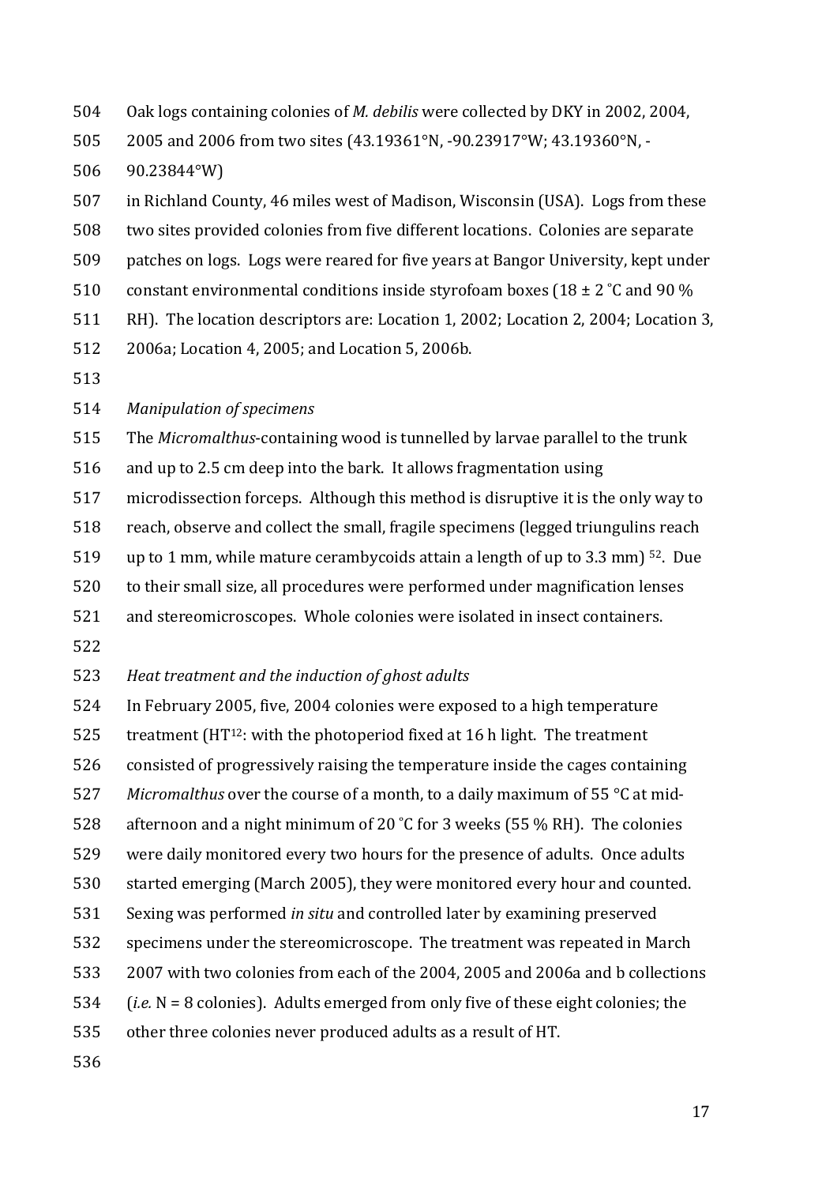Oak logs containing colonies of *M. debilis* were collected by DKY in 2002, 2004, 2005 and 2006 from two sites (43.19361°N, -90.23917°W; 43.19360°N, -90.23844°W) in Richland County, 46 miles west of Madison, Wisconsin (USA). Logs from these two sites provided colonies from five different locations. Colonies are separate patches on logs. Logs were reared for five years at Bangor University, kept under constant environmental conditions inside styrofoam boxes (18 ± 2 ˚C and 90 % RH). The location descriptors are: Location 1, 2002; Location 2, 2004; Location 3, 2006a; Location 4, 2005; and Location 5, 2006b.

*Manipulation of specimens*

The *Micromalthus*-containing wood is tunnelled by larvae parallel to the trunk and up to 2.5 cm deep into the bark. It allows fragmentation using microdissection forceps. Although this method is disruptive it is the only way to reach, observe and collect the small, fragile specimens (legged triungulins reach up to 1 mm, while mature cerambycoids attain a length of up to 3.3 mm) [52]. Due to their small size, all procedures were performed under magnification lenses and stereomicroscopes. Whole colonies were isolated in insect containers.

*Heat treatment and the induction of ghost adults*

In February 2005, five, 2004 colonies were exposed to a high temperature treatment (HT[12]: with the photoperiod fixed at 16 h light. The treatment consisted of progressively raising the temperature inside the cages containing *Micromalthus* over the course of a month, to a daily maximum of 55 °C at mid-afternoon and a night minimum of 20 ˚C for 3 weeks (55 % RH). The colonies were daily monitored every two hours for the presence of adults. Once adults started emerging (March 2005), they were monitored every hour and counted. Sexing was performed *in situ* and controlled later by examining preserved specimens under the stereomicroscope. The treatment was repeated in March 2007 with two colonies from each of the 2004, 2005 and 2006a and b collections (*i.e.* N = 8 colonies). Adults emerged from only five of these eight colonies; the other three colonies never produced adults as a result of HT.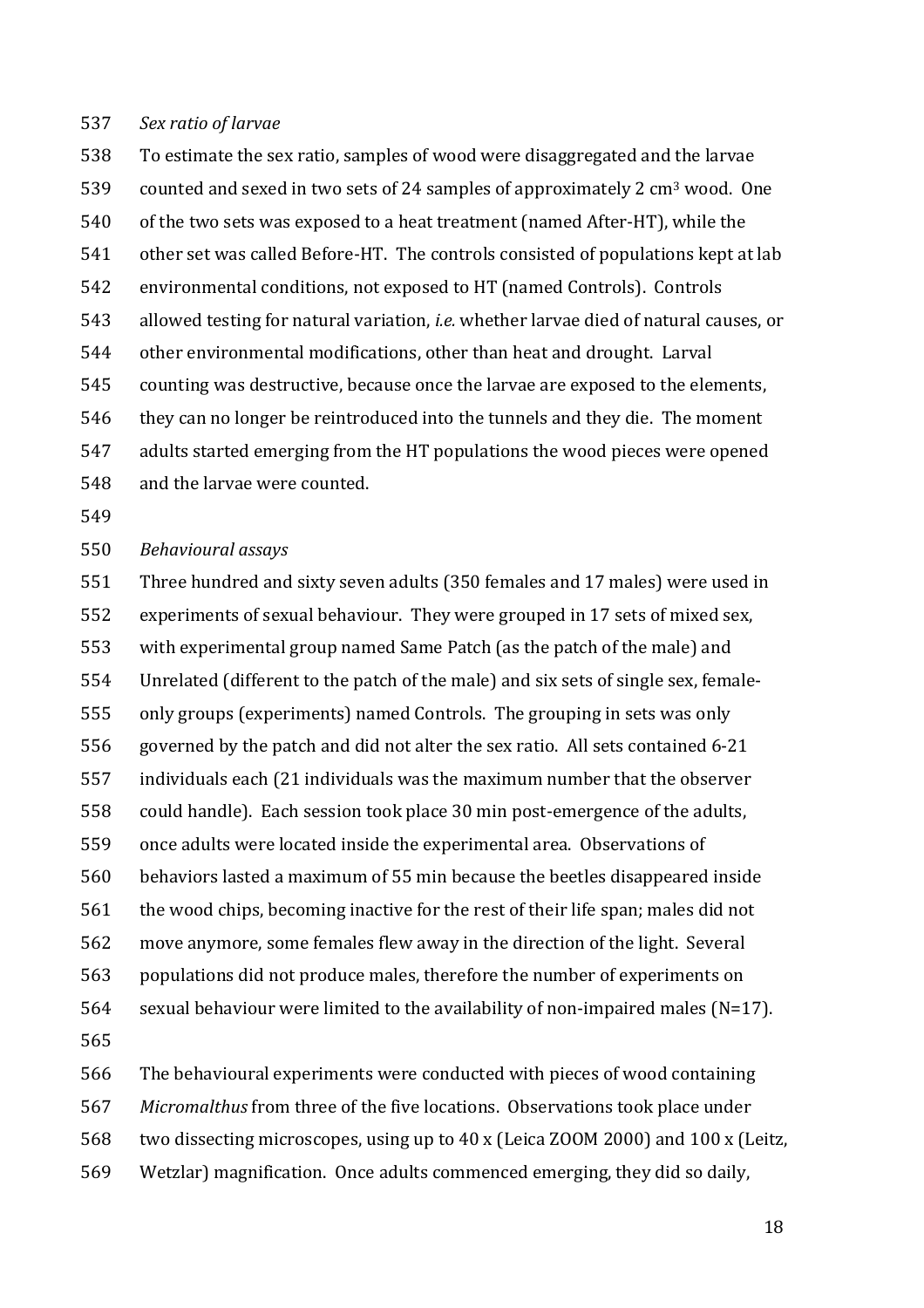*Sex ratio of larvae*

To estimate the sex ratio, samples of wood were disaggregated and the larvae counted and sexed in two sets of 24 samples of approximately 2 $cm^3$ wood. One of the two sets was exposed to a heat treatment (named After-HT), while the other set was called Before-HT. The controls consisted of populations kept at lab environmental conditions, not exposed to HT (named Controls). Controls allowed testing for natural variation, *i.e.* whether larvae died of natural causes, or other environmental modifications, other than heat and drought. Larval counting was destructive, because once the larvae are exposed to the elements, they can no longer be reintroduced into the tunnels and they die. The moment adults started emerging from the HT populations the wood pieces were opened and the larvae were counted.

*Behavioural assays*

Three hundred and sixty seven adults (350 females and 17 males) were used in experiments of sexual behaviour. They were grouped in 17 sets of mixed sex, with experimental group named Same Patch (as the patch of the male) and Unrelated (different to the patch of the male) and six sets of single sex, female-only groups (experiments) named Controls. The grouping in sets was only governed by the patch and did not alter the sex ratio. All sets contained 6-21 individuals each (21 individuals was the maximum number that the observer could handle). Each session took place 30 min post-emergence of the adults, once adults were located inside the experimental area. Observations of behaviors lasted a maximum of 55 min because the beetles disappeared inside the wood chips, becoming inactive for the rest of their life span; males did not move anymore, some females flew away in the direction of the light. Several populations did not produce males, therefore the number of experiments on sexual behaviour were limited to the availability of non-impaired males (N=17).

The behavioural experiments were conducted with pieces of wood containing *Micromalthus* from three of the five locations. Observations took place under two dissecting microscopes, using up to 40 x (Leica ZOOM 2000) and 100 x (Leitz, Wetzlar) magnification. Once adults commenced emerging, they did so daily,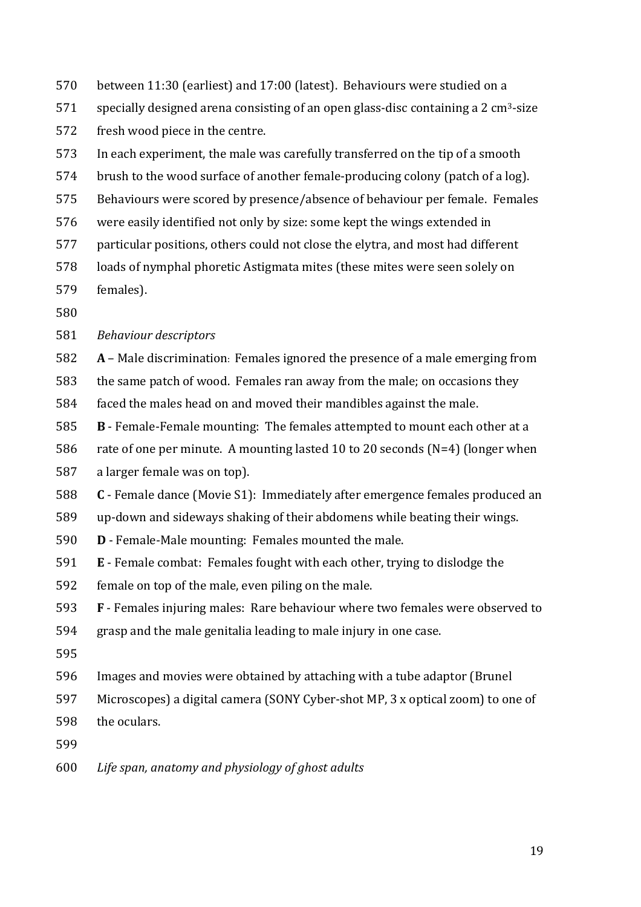between 11:30 (earliest) and 17:00 (latest). Behaviours were studied on a specially designed arena consisting of an open glass-disc containing a 2 $cm^3$-size fresh wood piece in the centre.

In each experiment, the male was carefully transferred on the tip of a smooth brush to the wood surface of another female-producing colony (patch of a log). Behaviours were scored by presence/absence of behaviour per female. Females were easily identified not only by size: some kept the wings extended in particular positions, others could not close the elytra, and most had different loads of nymphal phoretic Astigmata mites (these mites were seen solely on females).

*Behaviour descriptors*

**A** – Male discrimination: Females ignored the presence of a male emerging from the same patch of wood. Females ran away from the male; on occasions they faced the males head on and moved their mandibles against the male.

**B** - Female-Female mounting: The females attempted to mount each other at a rate of one per minute. A mounting lasted 10 to 20 seconds (N=4) (longer when a larger female was on top).

**C** - Female dance (Movie S1): Immediately after emergence females produced an up-down and sideways shaking of their abdomens while beating their wings.

**D** - Female-Male mounting: Females mounted the male.

**E** - Female combat: Females fought with each other, trying to dislodge the female on top of the male, even piling on the male.

**F** - Females injuring males: Rare behaviour where two females were observed to grasp and the male genitalia leading to male injury in one case.

Images and movies were obtained by attaching with a tube adaptor (Brunel Microscopes) a digital camera (SONY Cyber-shot MP, 3 x optical zoom) to one of the oculars.

*Life span, anatomy and physiology of ghost adults*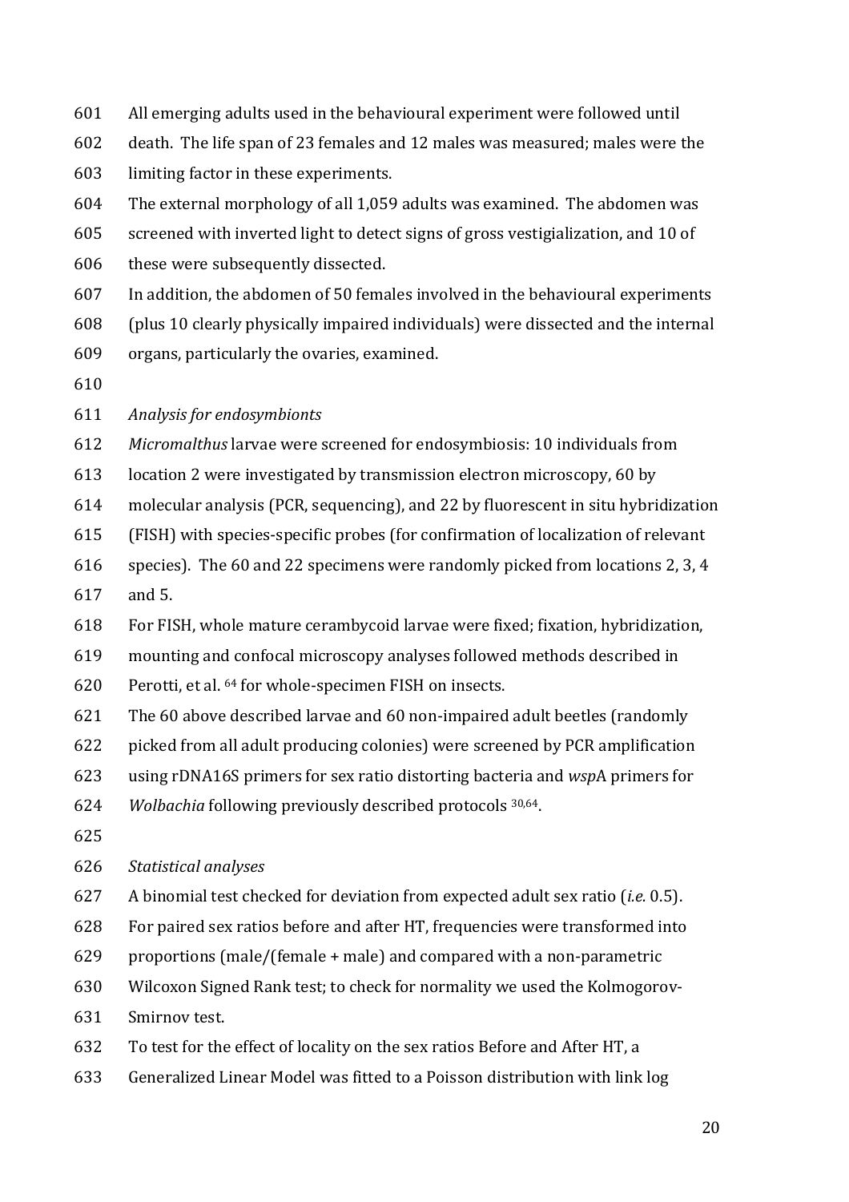All emerging adults used in the behavioural experiment were followed until death. The life span of 23 females and 12 males was measured; males were the limiting factor in these experiments.

The external morphology of all 1,059 adults was examined. The abdomen was screened with inverted light to detect signs of gross vestigialization, and 10 of these were subsequently dissected.

In addition, the abdomen of 50 females involved in the behavioural experiments (plus 10 clearly physically impaired individuals) were dissected and the internal organs, particularly the ovaries, examined.

*Analysis for endosymbionts*

*Micromalthus* larvae were screened for endosymbiosis: 10 individuals from location 2 were investigated by transmission electron microscopy, 60 by molecular analysis (PCR, sequencing), and 22 by fluorescent in situ hybridization (FISH) with species-specific probes (for confirmation of localization of relevant species). The 60 and 22 specimens were randomly picked from locations 2, 3, 4 and 5.

For FISH, whole mature cerambycoid larvae were fixed; fixation, hybridization, mounting and confocal microscopy analyses followed methods described in Perotti, et al. [64] for whole-specimen FISH on insects.

The 60 above described larvae and 60 non-impaired adult beetles (randomly picked from all adult producing colonies) were screened by PCR amplification using rDNA16S primers for sex ratio distorting bacteria and *wsp*A primers for *Wolbachia* following previously described protocols [30,64].

*Statistical analyses*

A binomial test checked for deviation from expected adult sex ratio (*i.e.* 0.5).

For paired sex ratios before and after HT, frequencies were transformed into proportions (male/(female + male) and compared with a non-parametric Wilcoxon Signed Rank test; to check for normality we used the Kolmogorov-Smirnov test.

To test for the effect of locality on the sex ratios Before and After HT, a Generalized Linear Model was fitted to a Poisson distribution with link log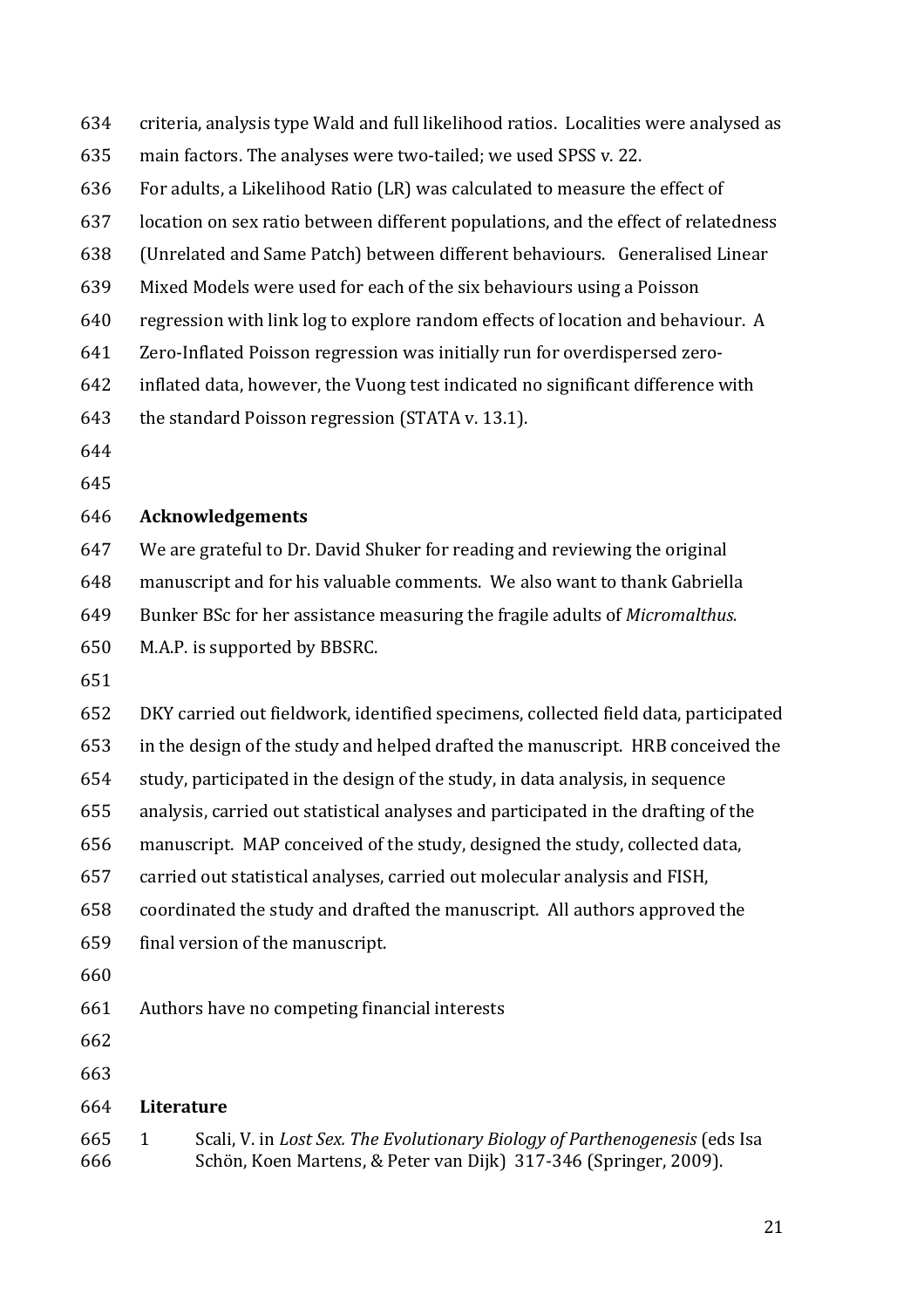criteria, analysis type Wald and full likelihood ratios. Localities were analysed as main factors. The analyses were two-tailed; we used SPSS v. 22.

For adults, a Likelihood Ratio (LR) was calculated to measure the effect of location on sex ratio between different populations, and the effect of relatedness (Unrelated and Same Patch) between different behaviours. Generalised Linear Mixed Models were used for each of the six behaviours using a Poisson regression with link log to explore random effects of location and behaviour. A Zero-Inflated Poisson regression was initially run for overdispersed zero-inflated data, however, the Vuong test indicated no significant difference with the standard Poisson regression (STATA v. 13.1).

## Acknowledgements

We are grateful to Dr. David Shuker for reading and reviewing the original manuscript and for his valuable comments. We also want to thank Gabriella Bunker BSc for her assistance measuring the fragile adults of *Micromalthus.* M.A.P. is supported by BBSRC.

DKY carried out fieldwork, identified specimens, collected field data, participated in the design of the study and helped drafted the manuscript. HRB conceived the study, participated in the design of the study, in data analysis, in sequence analysis, carried out statistical analyses and participated in the drafting of the manuscript. MAP conceived of the study, designed the study, collected data, carried out statistical analyses, carried out molecular analysis and FISH, coordinated the study and drafted the manuscript. All authors approved the final version of the manuscript.

Authors have no competing financial interests

## Literature

1 Scali, V. in *Lost Sex. The Evolutionary Biology of Parthenogenesis* (eds Isa Schön, Koen Martens, & Peter van Dijk) 317-346 (Springer, 2009).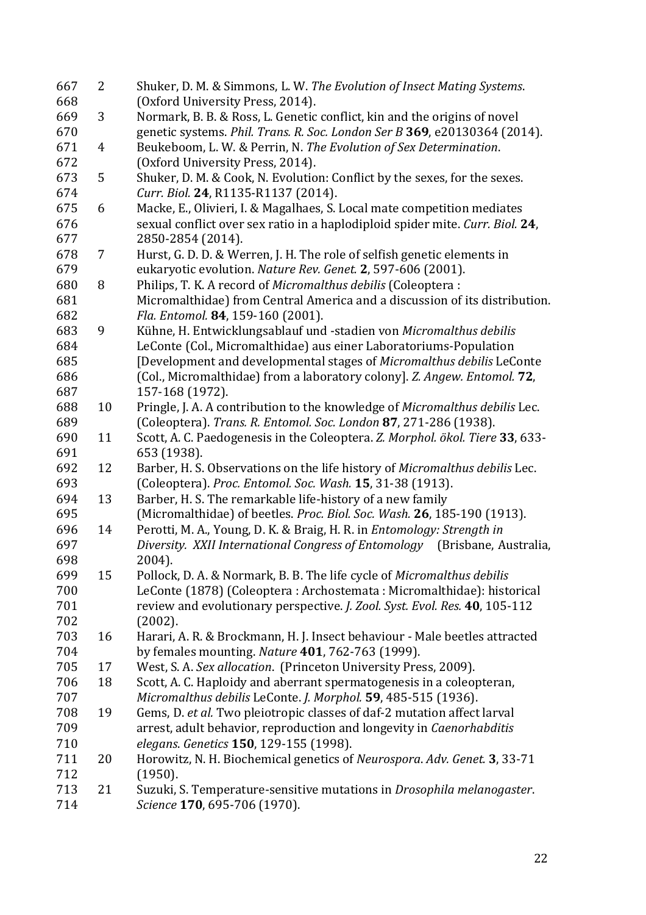2. Shuker, D. M. & Simmons, L. W. *The Evolution of Insect Mating Systems*. (Oxford University Press, 2014).
3. Normark, B. B. & Ross, L. Genetic conflict, kin and the origins of novel genetic systems. *Phil. Trans. R. Soc. London Ser B* **369**, e20130364 (2014).
4. Beukeboom, L. W. & Perrin, N. *The Evolution of Sex Determination*. (Oxford University Press, 2014).
5. Shuker, D. M. & Cook, N. Evolution: Conflict by the sexes, for the sexes. *Curr. Biol.* **24**, R1135-R1137 (2014).
6. Macke, E., Olivieri, I. & Magalhaes, S. Local mate competition mediates sexual conflict over sex ratio in a haplodiploid spider mite. *Curr. Biol.* **24**, 2850-2854 (2014).
7. Hurst, G. D. D. & Werren, J. H. The role of selfish genetic elements in eukaryotic evolution. *Nature Rev. Genet.* **2**, 597-606 (2001).
8. Philips, T. K. A record of *Micromalthus debilis* (Coleoptera : Micromalthidae) from Central America and a discussion of its distribution. *Fla. Entomol.* **84**, 159-160 (2001).
9. Kühne, H. Entwicklungsablauf und -stadien von *Micromalthus debilis* LeConte (Col., Micromalthidae) aus einer Laboratoriums-Population [Development and developmental stages of *Micromalthus debilis* LeConte (Col., Micromalthidae) from a laboratory colony]. *Z. Angew. Entomol.* **72**, 157-168 (1972).
10. Pringle, J. A. A contribution to the knowledge of *Micromalthus debilis* Lec. (Coleoptera). *Trans. R. Entomol. Soc. London* **87**, 271-286 (1938).
11. Scott, A. C. Paedogenesis in the Coleoptera. *Z. Morphol. ökol. Tiere* **33**, 633-653 (1938).
12. Barber, H. S. Observations on the life history of *Micromalthus debilis* Lec. (Coleoptera). *Proc. Entomol. Soc. Wash.* **15**, 31-38 (1913).
13. Barber, H. S. The remarkable life-history of a new family (Micromalthidae) of beetles. *Proc. Biol. Soc. Wash.* **26**, 185-190 (1913).
14. Perotti, M. A., Young, D. K. & Braig, H. R. in *Entomology: Strength in Diversity. XXII International Congress of Entomology* (Brisbane, Australia, 2004).
15. Pollock, D. A. & Normark, B. B. The life cycle of *Micromalthus debilis* LeConte (1878) (Coleoptera : Archostemata : Micromalthidae): historical review and evolutionary perspective. *J. Zool. Syst. Evol. Res.* **40**, 105-112 (2002).
16. Harari, A. R. & Brockmann, H. J. Insect behaviour - Male beetles attracted by females mounting. *Nature* **401**, 762-763 (1999).
17. West, S. A. *Sex allocation*. (Princeton University Press, 2009).
18. Scott, A. C. Haploidy and aberrant spermatogenesis in a coleopteran, *Micromalthus debilis* LeConte. *J. Morphol.* **59**, 485-515 (1936).
19. Gems, D. *et al.* Two pleiotropic classes of daf-2 mutation affect larval arrest, adult behavior, reproduction and longevity in *Caenorhabditis elegans*. *Genetics* **150**, 129-155 (1998).
20. Horowitz, N. H. Biochemical genetics of *Neurospora*. *Adv. Genet.* **3**, 33-71 (1950).
21. Suzuki, S. Temperature-sensitive mutations in *Drosophila melanogaster*. *Science* **170**, 695-706 (1970).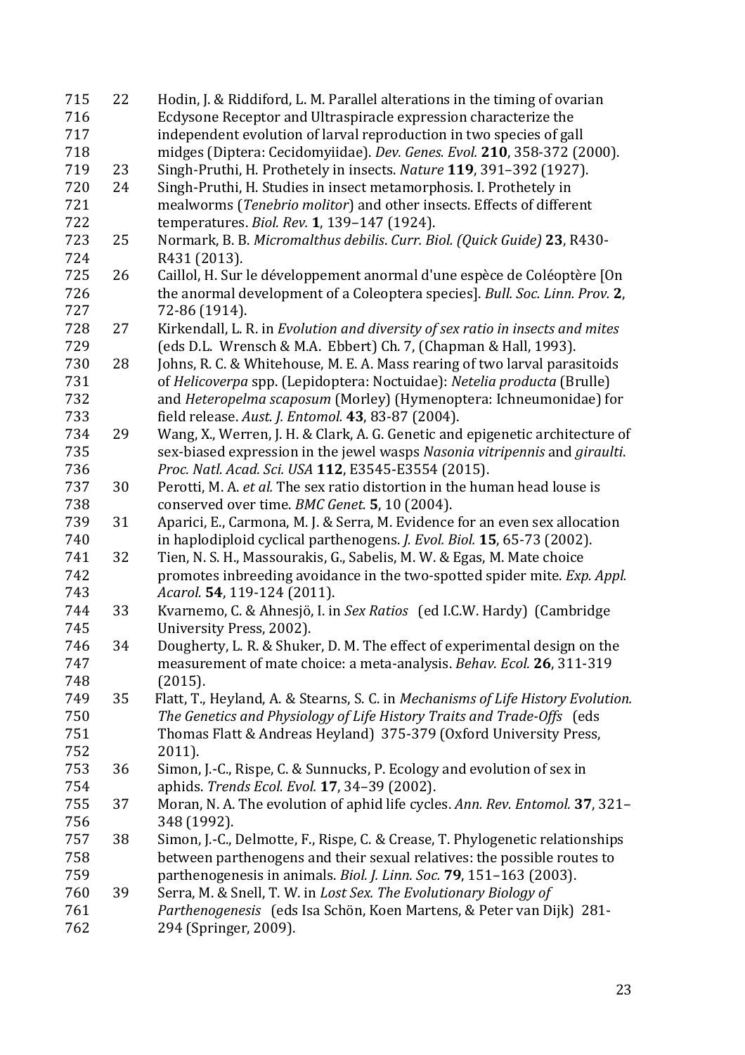22 Hodin, J. & Riddiford, L. M. Parallel alterations in the timing of ovarian Ecdysone Receptor and Ultraspiracle expression characterize the independent evolution of larval reproduction in two species of gall midges (Diptera: Cecidomyiidae). *Dev. Genes. Evol.* **210**, 358-372 (2000).

23 Singh-Pruthi, H. Prothetely in insects. *Nature* **119**, 391–392 (1927).

24 Singh-Pruthi, H. Studies in insect metamorphosis. I. Prothetely in mealworms (*Tenebrio molitor*) and other insects. Effects of different temperatures. *Biol. Rev.* **1**, 139–147 (1924).

25 Normark, B. B. *Micromalthus debilis*. *Curr. Biol. (Quick Guide)* **23**, R430-R431 (2013).

26 Caillol, H. Sur le développement anormal d'une espèce de Coléoptère [On the anormal development of a Coleoptera species]. *Bull. Soc. Linn. Prov.* **2**, 72-86 (1914).

27 Kirkendall, L. R. in *Evolution and diversity of sex ratio in insects and mites* (eds D.L. Wrensch & M.A. Ebbert) Ch. 7, (Chapman & Hall, 1993).

28 Johns, R. C. & Whitehouse, M. E. A. Mass rearing of two larval parasitoids of *Helicoverpa* spp. (Lepidoptera: Noctuidae): *Netelia producta* (Brulle) and *Heteropelma scaposum* (Morley) (Hymenoptera: Ichneumonidae) for field release. *Aust. J. Entomol.* **43**, 83-87 (2004).

29 Wang, X., Werren, J. H. & Clark, A. G. Genetic and epigenetic architecture of sex-biased expression in the jewel wasps *Nasonia vitripennis* and *giraulti*. *Proc. Natl. Acad. Sci. USA* **112**, E3545-E3554 (2015).

30 Perotti, M. A. *et al.* The sex ratio distortion in the human head louse is conserved over time. *BMC Genet.* **5**, 10 (2004).

31 Aparici, E., Carmona, M. J. & Serra, M. Evidence for an even sex allocation in haplodiploid cyclical parthenogens. *J. Evol. Biol.* **15**, 65-73 (2002).

32 Tien, N. S. H., Massourakis, G., Sabelis, M. W. & Egas, M. Mate choice promotes inbreeding avoidance in the two-spotted spider mite. *Exp. Appl. Acarol.* **54**, 119-124 (2011).

33 Kvarnemo, C. & Ahnesjö, I. in *Sex Ratios* (ed I.C.W. Hardy) (Cambridge University Press, 2002).

34 Dougherty, L. R. & Shuker, D. M. The effect of experimental design on the measurement of mate choice: a meta-analysis. *Behav. Ecol.* **26**, 311-319 (2015).

35 Flatt, T., Heyland, A. & Stearns, S. C. in *Mechanisms of Life History Evolution. The Genetics and Physiology of Life History Traits and Trade-Offs* (eds Thomas Flatt & Andreas Heyland) 375-379 (Oxford University Press, 2011).

36 Simon, J.-C., Rispe, C. & Sunnucks, P. Ecology and evolution of sex in aphids. *Trends Ecol. Evol.* **17**, 34–39 (2002).

37 Moran, N. A. The evolution of aphid life cycles. *Ann. Rev. Entomol.* **37**, 321–348 (1992).

38 Simon, J.-C., Delmotte, F., Rispe, C. & Crease, T. Phylogenetic relationships between parthenogens and their sexual relatives: the possible routes to parthenogenesis in animals. *Biol. J. Linn. Soc.* **79**, 151–163 (2003).

39 Serra, M. & Snell, T. W. in *Lost Sex. The Evolutionary Biology of Parthenogenesis* (eds Isa Schön, Koen Martens, & Peter van Dijk) 281-294 (Springer, 2009).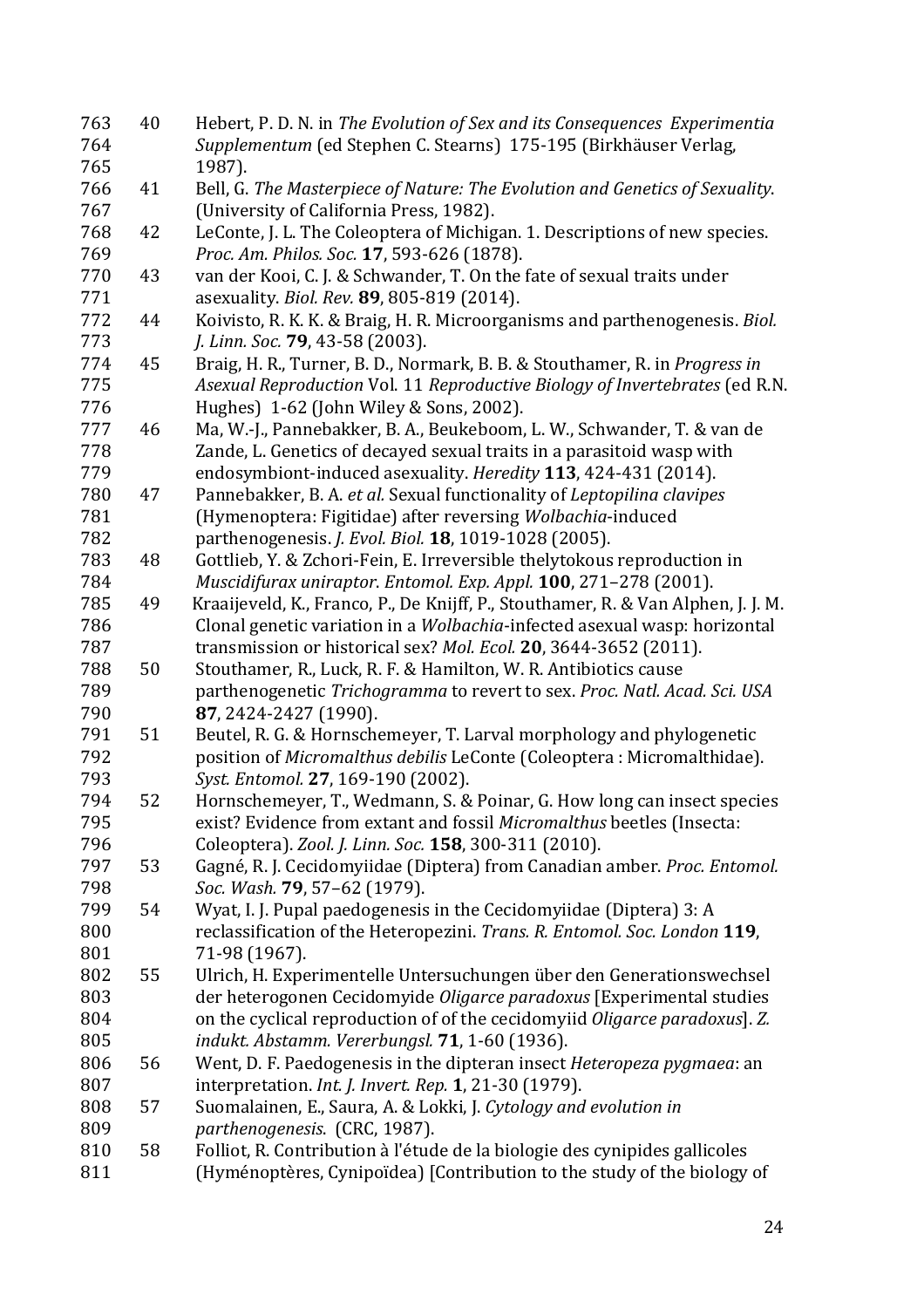40. Hebert, P. D. N. in *The Evolution of Sex and its Consequences Experimentia Supplementum* (ed Stephen C. Stearns) 175-195 (Birkhäuser Verlag, 1987).
41. Bell, G. *The Masterpiece of Nature: The Evolution and Genetics of Sexuality*. (University of California Press, 1982).
42. LeConte, J. L. The Coleoptera of Michigan. 1. Descriptions of new species. *Proc. Am. Philos. Soc.* **17**, 593-626 (1878).
43. van der Kooi, C. J. & Schwander, T. On the fate of sexual traits under asexuality. *Biol. Rev.* **89**, 805-819 (2014).
44. Koivisto, R. K. K. & Braig, H. R. Microorganisms and parthenogenesis. *Biol. J. Linn. Soc.* **79**, 43-58 (2003).
45. Braig, H. R., Turner, B. D., Normark, B. B. & Stouthamer, R. in *Progress in Asexual Reproduction* Vol. 11 *Reproductive Biology of Invertebrates* (ed R.N. Hughes) 1-62 (John Wiley & Sons, 2002).
46. Ma, W.-J., Pannebakker, B. A., Beukeboom, L. W., Schwander, T. & van de Zande, L. Genetics of decayed sexual traits in a parasitoid wasp with endosymbiont-induced asexuality. *Heredity* **113**, 424-431 (2014).
47. Pannebakker, B. A. *et al.* Sexual functionality of *Leptopilina clavipes* (Hymenoptera: Figitidae) after reversing *Wolbachia*-induced parthenogenesis. *J. Evol. Biol.* **18**, 1019-1028 (2005).
48. Gottlieb, Y. & Zchori-Fein, E. Irreversible thelytokous reproduction in *Muscidifurax uniraptor*. *Entomol. Exp. Appl.* **100**, 271–278 (2001).
49. Kraaijeveld, K., Franco, P., De Knijff, P., Stouthamer, R. & Van Alphen, J. J. M. Clonal genetic variation in a *Wolbachia*-infected asexual wasp: horizontal transmission or historical sex? *Mol. Ecol.* **20**, 3644-3652 (2011).
50. Stouthamer, R., Luck, R. F. & Hamilton, W. R. Antibiotics cause parthenogenetic *Trichogramma* to revert to sex. *Proc. Natl. Acad. Sci. USA* **87**, 2424-2427 (1990).
51. Beutel, R. G. & Hornschemeyer, T. Larval morphology and phylogenetic position of *Micromalthus debilis* LeConte (Coleoptera : Micromalthidae). *Syst. Entomol.* **27**, 169-190 (2002).
52. Hornschemeyer, T., Wedmann, S. & Poinar, G. How long can insect species exist? Evidence from extant and fossil *Micromalthus* beetles (Insecta: Coleoptera). *Zool. J. Linn. Soc.* **158**, 300-311 (2010).
53. Gagné, R. J. Cecidomyiidae (Diptera) from Canadian amber. *Proc. Entomol. Soc. Wash.* **79**, 57–62 (1979).
54. Wyat, I. J. Pupal paedogenesis in the Cecidomyiidae (Diptera) 3: A reclassification of the Heteropezini. *Trans. R. Entomol. Soc. London* **119**, 71-98 (1967).
55. Ulrich, H. Experimentelle Untersuchungen über den Generationswechsel der heterogonen Cecidomyide *Oligarce paradoxus* [Experimental studies on the cyclical reproduction of of the cecidomyiid *Oligarce paradoxus*]. *Z. indukt. Abstamm. Vererbungsl.* **71**, 1-60 (1936).
56. Went, D. F. Paedogenesis in the dipteran insect *Heteropeza pygmaea*: an interpretation. *Int. J. Invert. Rep.* **1**, 21-30 (1979).
57. Suomalainen, E., Saura, A. & Lokki, J. *Cytology and evolution in parthenogenesis*. (CRC, 1987).
58. Folliot, R. Contribution à l'étude de la biologie des cynipides gallicoles (Hyménoptères, Cynipoïdea) [Contribution to the study of the biology of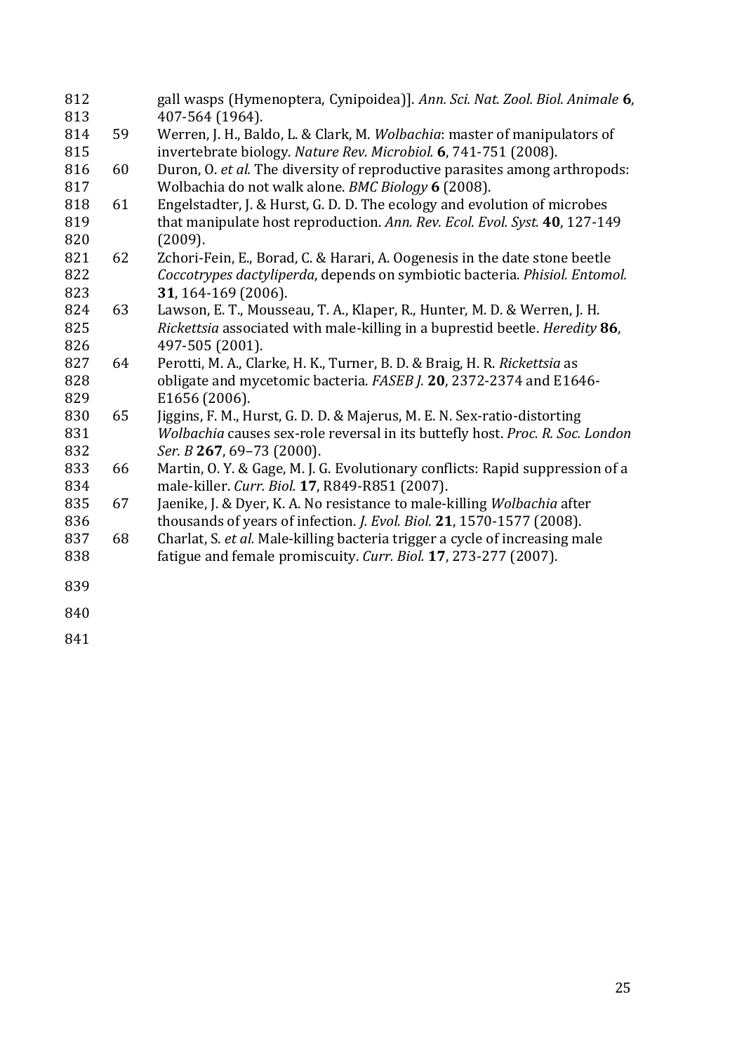gall wasps (Hymenoptera, Cynipoidea)]. *Ann. Sci. Nat. Zool. Biol. Animale* **6**, 407-564 (1964).

59 Werren, J. H., Baldo, L. & Clark, M. *Wolbachia*: master of manipulators of invertebrate biology. *Nature Rev. Microbiol.* **6**, 741-751 (2008).

60 Duron, O. *et al.* The diversity of reproductive parasites among arthropods: Wolbachia do not walk alone. *BMC Biology* **6** (2008).

61 Engelstadter, J. & Hurst, G. D. D. The ecology and evolution of microbes that manipulate host reproduction. *Ann. Rev. Ecol. Evol. Syst.* **40**, 127-149 (2009).

62 Zchori-Fein, E., Borad, C. & Harari, A. Oogenesis in the date stone beetle *Coccotrypes dactyliperda*, depends on symbiotic bacteria. *Phisiol. Entomol.* **31**, 164-169 (2006).

63 Lawson, E. T., Mousseau, T. A., Klaper, R., Hunter, M. D. & Werren, J. H. *Rickettsia* associated with male-killing in a buprestid beetle. *Heredity* **86**, 497-505 (2001).

64 Perotti, M. A., Clarke, H. K., Turner, B. D. & Braig, H. R. *Rickettsia* as obligate and mycetomic bacteria. *FASEB J.* **20**, 2372-2374 and E1646-E1656 (2006).

65 Jiggins, F. M., Hurst, G. D. D. & Majerus, M. E. N. Sex-ratio-distorting *Wolbachia* causes sex-role reversal in its buttefly host. *Proc. R. Soc. London Ser. B* **267**, 69–73 (2000).

66 Martin, O. Y. & Gage, M. J. G. Evolutionary conflicts: Rapid suppression of a male-killer. *Curr. Biol.* **17**, R849-R851 (2007).

67 Jaenike, J. & Dyer, K. A. No resistance to male-killing *Wolbachia* after thousands of years of infection. *J. Evol. Biol.* **21**, 1570-1577 (2008).

68 Charlat, S. *et al.* Male-killing bacteria trigger a cycle of increasing male fatigue and female promiscuity. *Curr. Biol.* **17**, 273-277 (2007).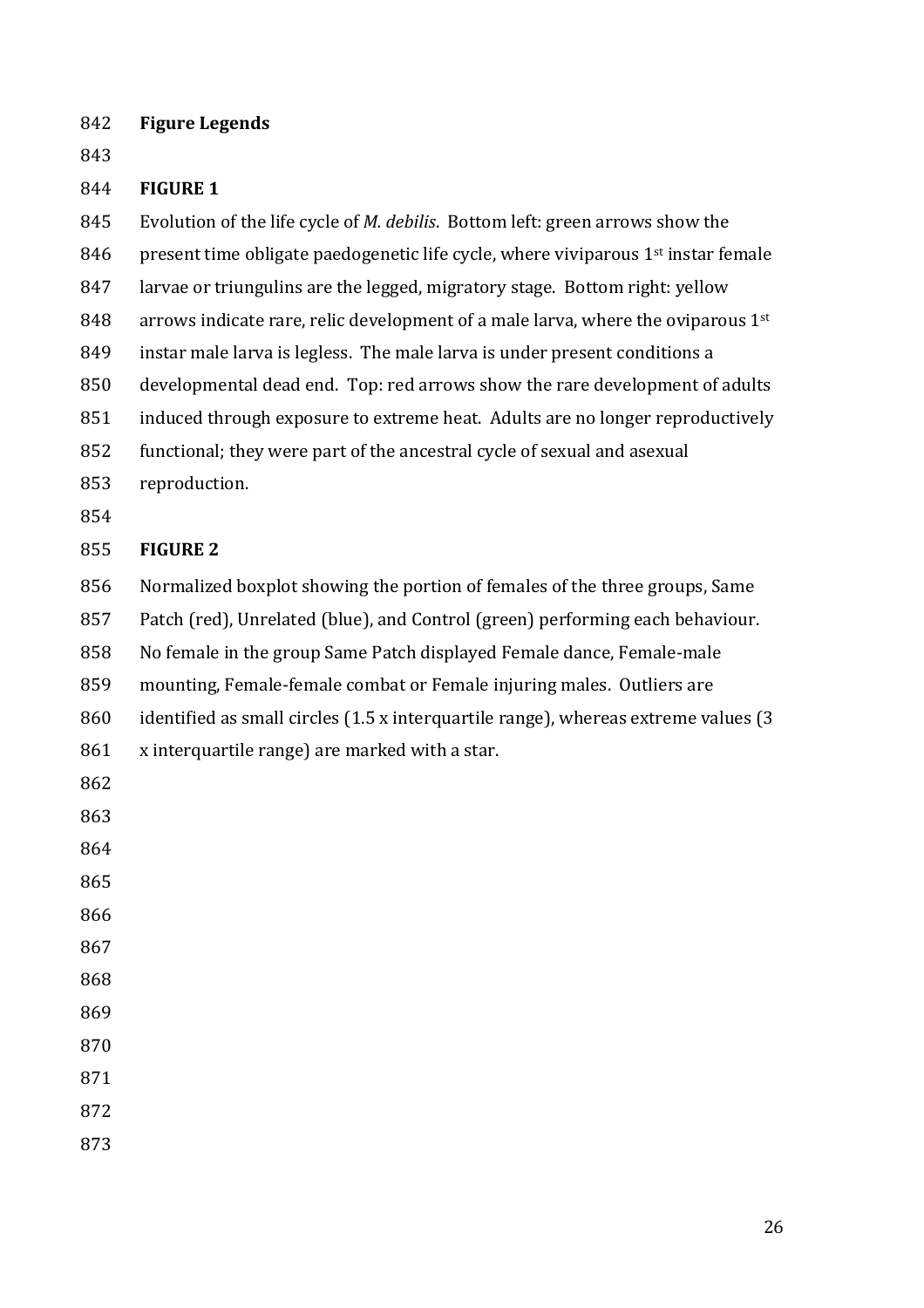## Figure Legends

### FIGURE 1

Evolution of the life cycle of *M. debilis*. Bottom left: green arrows show the present time obligate paedogenetic life cycle, where viviparous 1st instar female larvae or triungulins are the legged, migratory stage. Bottom right: yellow arrows indicate rare, relic development of a male larva, where the oviparous 1st instar male larva is legless. The male larva is under present conditions a developmental dead end. Top: red arrows show the rare development of adults induced through exposure to extreme heat. Adults are no longer reproductively functional; they were part of the ancestral cycle of sexual and asexual reproduction.

### FIGURE 2

Normalized boxplot showing the portion of females of the three groups, Same Patch (red), Unrelated (blue), and Control (green) performing each behaviour. No female in the group Same Patch displayed Female dance, Female-male mounting, Female-female combat or Female injuring males. Outliers are identified as small circles (1.5 x interquartile range), whereas extreme values (3 x interquartile range) are marked with a star.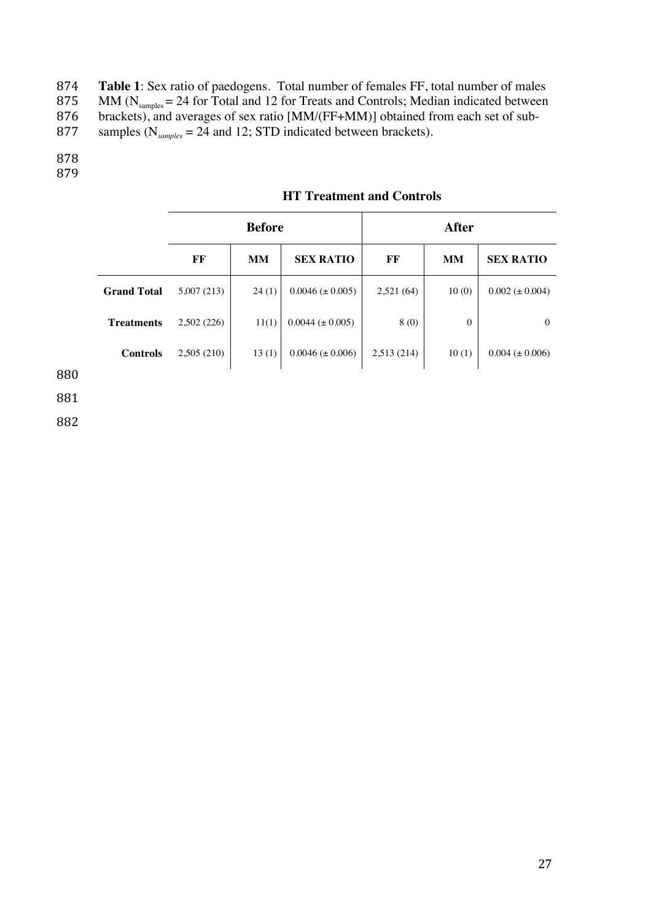**Table 1**: Sex ratio of paedogens. Total number of females FF, total number of males MM ($N_{samples}$ = 24 for Total and 12 for Treats and Controls; Median indicated between brackets), and averages of sex ratio [MM/(FF+MM)] obtained from each set of sub-samples ($N_{samples}$ = 24 and 12; STD indicated between brackets).

| | HT Treatment and Controls | | | | | |
|---|---|---|---|---|---|---|
| | **Before** | | | **After** | | |
| | **FF** | **MM** | **SEX RATIO** | **FF** | **MM** | **SEX RATIO** |
| **Grand Total** | 5,007 (213) | 24 (1) | 0.0046 (± 0.005) | 2,521 (64) | 10 (0) | 0.002 (± 0.004) |
| **Treatments** | 2,502 (226) | 11(1) | 0.0044 (± 0.005) | 8 (0) | 0 | 0 |
| **Controls** | 2,505 (210) | 13 (1) | 0.0046 (± 0.006) | 2,513 (214) | 10 (1) | 0.004 (± 0.006) |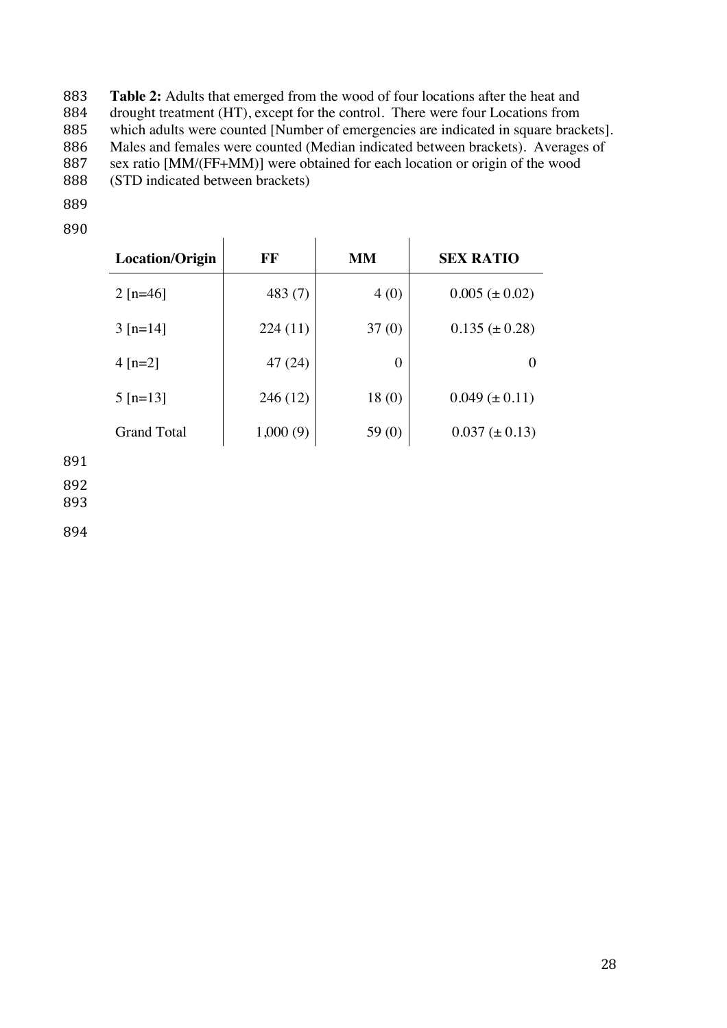**Table 2:** Adults that emerged from the wood of four locations after the heat and drought treatment (HT), except for the control. There were four Locations from which adults were counted [Number of emergencies are indicated in square brackets]. Males and females were counted (Median indicated between brackets). Averages of sex ratio [MM/(FF+MM)] were obtained for each location or origin of the wood (STD indicated between brackets)

| Location/Origin | FF | MM | SEX RATIO |
|---|---|---|---|
| 2 [n=46] | 483 (7) | 4 (0) | 0.005 (± 0.02) |
| 3 [n=14] | 224 (11) | 37 (0) | 0.135 (± 0.28) |
| 4 [n=2] | 47 (24) | 0 | 0 |
| 5 [n=13] | 246 (12) | 18 (0) | 0.049 (± 0.11) |
| Grand Total | 1,000 (9) | 59 (0) | 0.037 (± 0.13) |